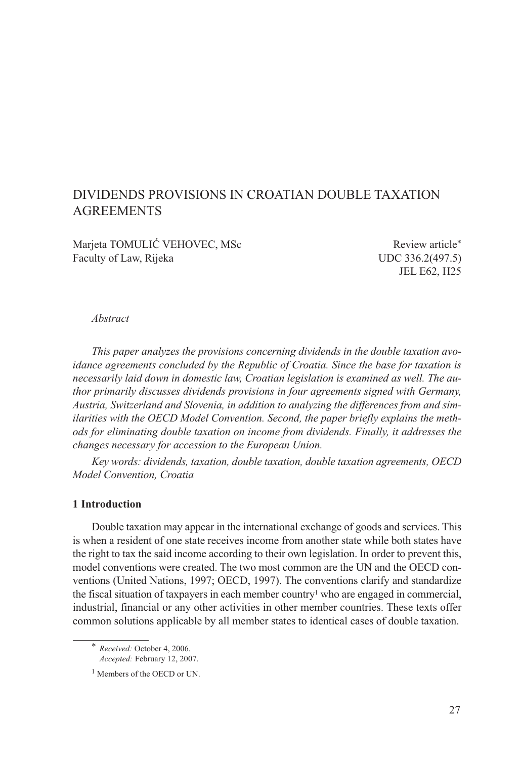# DIVIDENDS PROVISIONS IN CROATIAN DOUBLE TAXATION AGREEMENTS

Marjeta TOMULIĆ VEHOVEC, MSc
Faculty of Law, Rijeka

Review article[*]
UDC 336.2(497.5)
JEL E62, H25

*Abstract*

*This paper analyzes the provisions concerning dividends in the double taxation avoidance agreements concluded by the Republic of Croatia. Since the base for taxation is necessarily laid down in domestic law, Croatian legislation is examined as well. The author primarily discusses dividends provisions in four agreements signed with Germany, Austria, Switzerland and Slovenia, in addition to analyzing the differences from and similarities with the OECD Model Convention. Second, the paper briefly explains the methods for eliminating double taxation on income from dividends. Finally, it addresses the changes necessary for accession to the European Union.*

*Key words: dividends, taxation, double taxation, double taxation agreements, OECD Model Convention, Croatia*

## 1 Introduction

Double taxation may appear in the international exchange of goods and services. This is when a resident of one state receives income from another state while both states have the right to tax the said income according to their own legislation. In order to prevent this, model conventions were created. The two most common are the UN and the OECD conventions (United Nations, 1997; OECD, 1997). The conventions clarify and standardize the fiscal situation of taxpayers in each member country[1] who are engaged in commercial, industrial, financial or any other activities in other member countries. These texts offer common solutions applicable by all member states to identical cases of double taxation.

[*] *Received:* October 4, 2006.
*Accepted:* February 12, 2007.

[1] Members of the OECD or UN.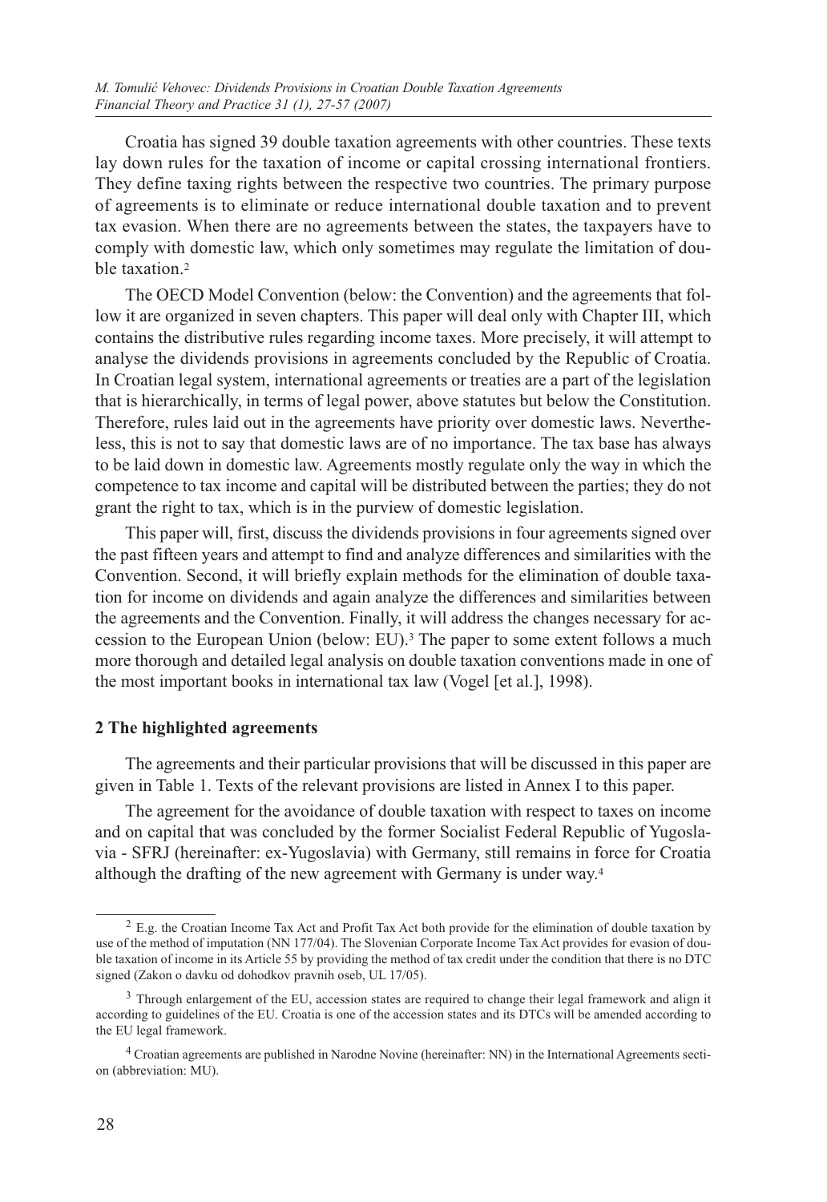Croatia has signed 39 double taxation agreements with other countries. These texts lay down rules for the taxation of income or capital crossing international frontiers. They define taxing rights between the respective two countries. The primary purpose of agreements is to eliminate or reduce international double taxation and to prevent tax evasion. When there are no agreements between the states, the taxpayers have to comply with domestic law, which only sometimes may regulate the limitation of double taxation.[2]

The OECD Model Convention (below: the Convention) and the agreements that follow it are organized in seven chapters. This paper will deal only with Chapter III, which contains the distributive rules regarding income taxes. More precisely, it will attempt to analyse the dividends provisions in agreements concluded by the Republic of Croatia. In Croatian legal system, international agreements or treaties are a part of the legislation that is hierarchically, in terms of legal power, above statutes but below the Constitution. Therefore, rules laid out in the agreements have priority over domestic laws. Nevertheless, this is not to say that domestic laws are of no importance. The tax base has always to be laid down in domestic law. Agreements mostly regulate only the way in which the competence to tax income and capital will be distributed between the parties; they do not grant the right to tax, which is in the purview of domestic legislation.

This paper will, first, discuss the dividends provisions in four agreements signed over the past fifteen years and attempt to find and analyze differences and similarities with the Convention. Second, it will briefly explain methods for the elimination of double taxation for income on dividends and again analyze the differences and similarities between the agreements and the Convention. Finally, it will address the changes necessary for accession to the European Union (below: EU).[3] The paper to some extent follows a much more thorough and detailed legal analysis on double taxation conventions made in one of the most important books in international tax law (Vogel [et al.], 1998).

## 2 The highlighted agreements

The agreements and their particular provisions that will be discussed in this paper are given in Table 1. Texts of the relevant provisions are listed in Annex I to this paper.

The agreement for the avoidance of double taxation with respect to taxes on income and on capital that was concluded by the former Socialist Federal Republic of Yugoslavia - SFRJ (hereinafter: ex-Yugoslavia) with Germany, still remains in force for Croatia although the drafting of the new agreement with Germany is under way.[4]

---

[2] E.g. the Croatian Income Tax Act and Profit Tax Act both provide for the elimination of double taxation by use of the method of imputation (NN 177/04). The Slovenian Corporate Income Tax Act provides for evasion of double taxation of income in its Article 55 by providing the method of tax credit under the condition that there is no DTC signed (Zakon o davku od dohodkov pravnih oseb, UL 17/05).

[3] Through enlargement of the EU, accession states are required to change their legal framework and align it according to guidelines of the EU. Croatia is one of the accession states and its DTCs will be amended according to the EU legal framework.

[4] Croatian agreements are published in Narodne Novine (hereinafter: NN) in the International Agreements section (abbreviation: MU).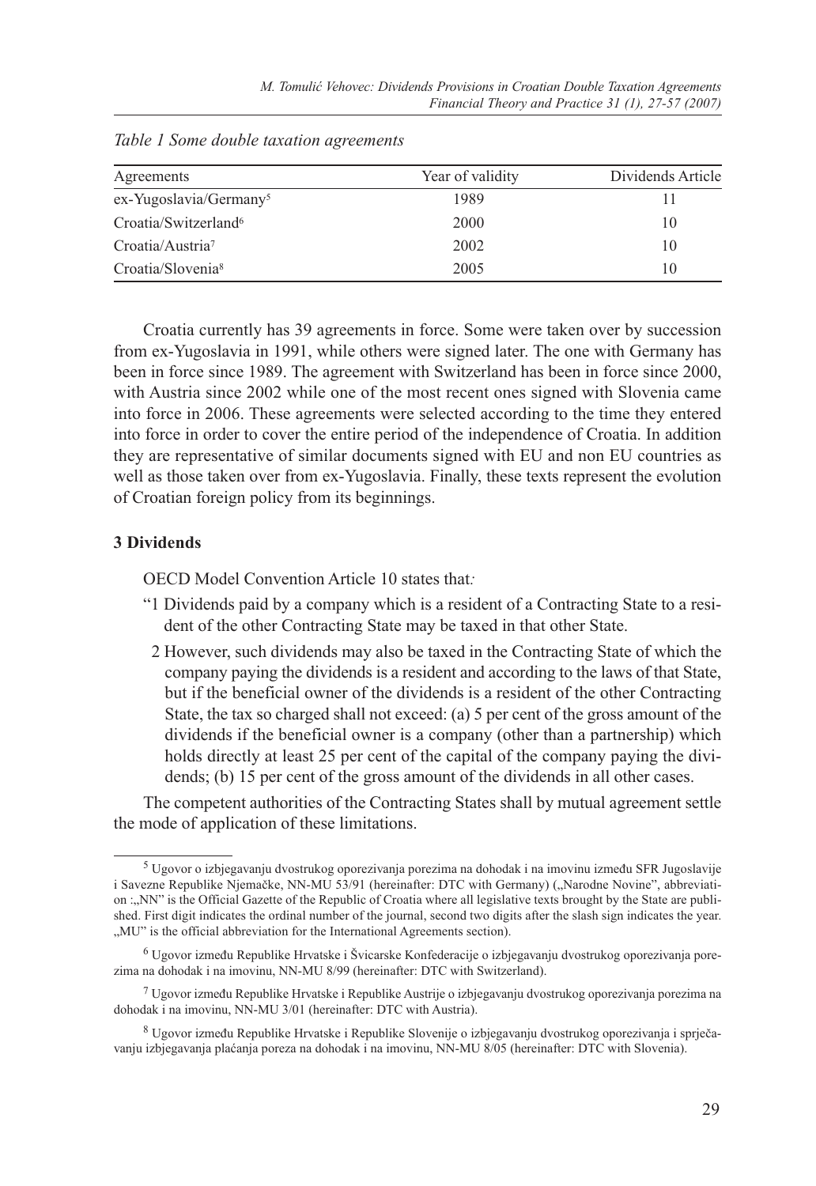*Table 1 Some double taxation agreements*

| Agreements | Year of validity | Dividends Article |
|---|---|---|
| ex-Yugoslavia/Germany[5] | 1989 | 11 |
| Croatia/Switzerland[6] | 2000 | 10 |
| Croatia/Austria[7] | 2002 | 10 |
| Croatia/Slovenia[8] | 2005 | 10 |

Croatia currently has 39 agreements in force. Some were taken over by succession from ex-Yugoslavia in 1991, while others were signed later. The one with Germany has been in force since 1989. The agreement with Switzerland has been in force since 2000, with Austria since 2002 while one of the most recent ones signed with Slovenia came into force in 2006. These agreements were selected according to the time they entered into force in order to cover the entire period of the independence of Croatia. In addition they are representative of similar documents signed with EU and non EU countries as well as those taken over from ex-Yugoslavia. Finally, these texts represent the evolution of Croatian foreign policy from its beginnings.

## 3 Dividends

OECD Model Convention Article 10 states that*:*

"1 Dividends paid by a company which is a resident of a Contracting State to a resident of the other Contracting State may be taxed in that other State.

2 However, such dividends may also be taxed in the Contracting State of which the company paying the dividends is a resident and according to the laws of that State, but if the beneficial owner of the dividends is a resident of the other Contracting State, the tax so charged shall not exceed: (a) 5 per cent of the gross amount of the dividends if the beneficial owner is a company (other than a partnership) which holds directly at least 25 per cent of the capital of the company paying the dividends; (b) 15 per cent of the gross amount of the dividends in all other cases.

The competent authorities of the Contracting States shall by mutual agreement settle the mode of application of these limitations.

---

[5] Ugovor o izbjegavanju dvostrukog oporezivanja porezima na dohodak i na imovinu između SFR Jugoslavije i Savezne Republike Njemačke, NN-MU 53/91 (hereinafter: DTC with Germany) („Narodne Novine", abbreviation :„NN" is the Official Gazette of the Republic of Croatia where all legislative texts brought by the State are published. First digit indicates the ordinal number of the journal, second two digits after the slash sign indicates the year. „MU" is the official abbreviation for the International Agreements section).

[6] Ugovor između Republike Hrvatske i Švicarske Konfederacije o izbjegavanju dvostrukog oporezivanja porezima na dohodak i na imovinu, NN-MU 8/99 (hereinafter: DTC with Switzerland).

[7] Ugovor između Republike Hrvatske i Republike Austrije o izbjegavanju dvostrukog oporezivanja porezima na dohodak i na imovinu, NN-MU 3/01 (hereinafter: DTC with Austria).

[8] Ugovor između Republike Hrvatske i Republike Slovenije o izbjegavanju dvostrukog oporezivanja i sprječavanju izbjegavanja plaćanja poreza na dohodak i na imovinu, NN-MU 8/05 (hereinafter: DTC with Slovenia).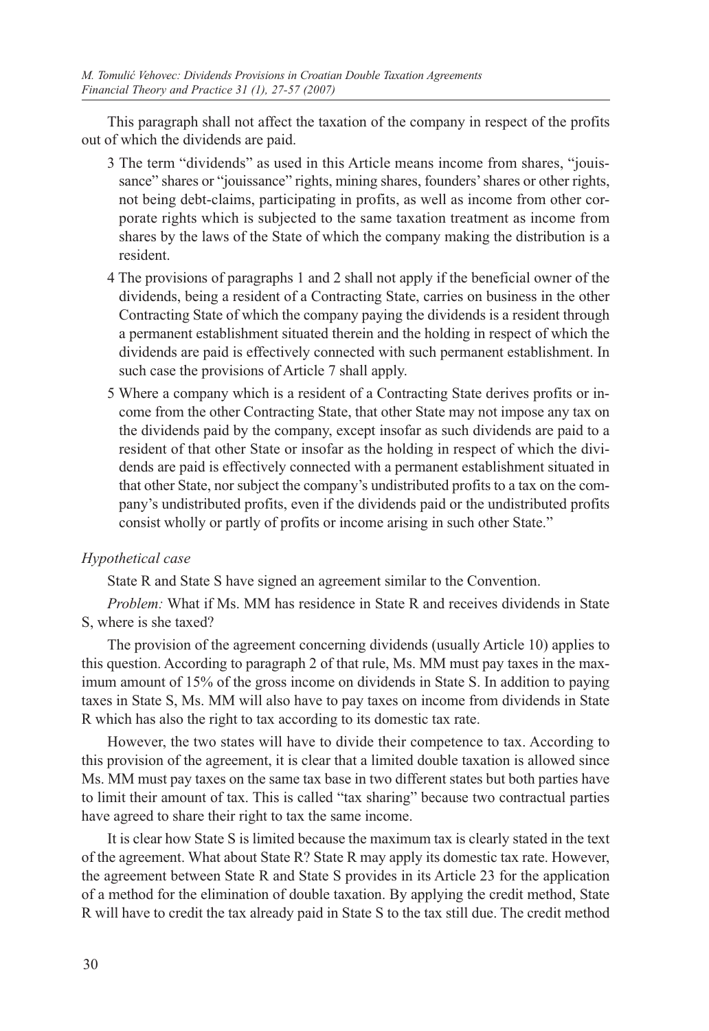This paragraph shall not affect the taxation of the company in respect of the profits out of which the dividends are paid.

3 The term "dividends" as used in this Article means income from shares, "jouissance" shares or "jouissance" rights, mining shares, founders' shares or other rights, not being debt-claims, participating in profits, as well as income from other corporate rights which is subjected to the same taxation treatment as income from shares by the laws of the State of which the company making the distribution is a resident.

4 The provisions of paragraphs 1 and 2 shall not apply if the beneficial owner of the dividends, being a resident of a Contracting State, carries on business in the other Contracting State of which the company paying the dividends is a resident through a permanent establishment situated therein and the holding in respect of which the dividends are paid is effectively connected with such permanent establishment. In such case the provisions of Article 7 shall apply.

5 Where a company which is a resident of a Contracting State derives profits or income from the other Contracting State, that other State may not impose any tax on the dividends paid by the company, except insofar as such dividends are paid to a resident of that other State or insofar as the holding in respect of which the dividends are paid is effectively connected with a permanent establishment situated in that other State, nor subject the company's undistributed profits to a tax on the company's undistributed profits, even if the dividends paid or the undistributed profits consist wholly or partly of profits or income arising in such other State."

*Hypothetical case*

State R and State S have signed an agreement similar to the Convention.

*Problem:* What if Ms. MM has residence in State R and receives dividends in State S, where is she taxed?

The provision of the agreement concerning dividends (usually Article 10) applies to this question. According to paragraph 2 of that rule, Ms. MM must pay taxes in the maximum amount of 15% of the gross income on dividends in State S. In addition to paying taxes in State S, Ms. MM will also have to pay taxes on income from dividends in State R which has also the right to tax according to its domestic tax rate.

However, the two states will have to divide their competence to tax. According to this provision of the agreement, it is clear that a limited double taxation is allowed since Ms. MM must pay taxes on the same tax base in two different states but both parties have to limit their amount of tax. This is called "tax sharing" because two contractual parties have agreed to share their right to tax the same income.

It is clear how State S is limited because the maximum tax is clearly stated in the text of the agreement. What about State R? State R may apply its domestic tax rate. However, the agreement between State R and State S provides in its Article 23 for the application of a method for the elimination of double taxation. By applying the credit method, State R will have to credit the tax already paid in State S to the tax still due. The credit method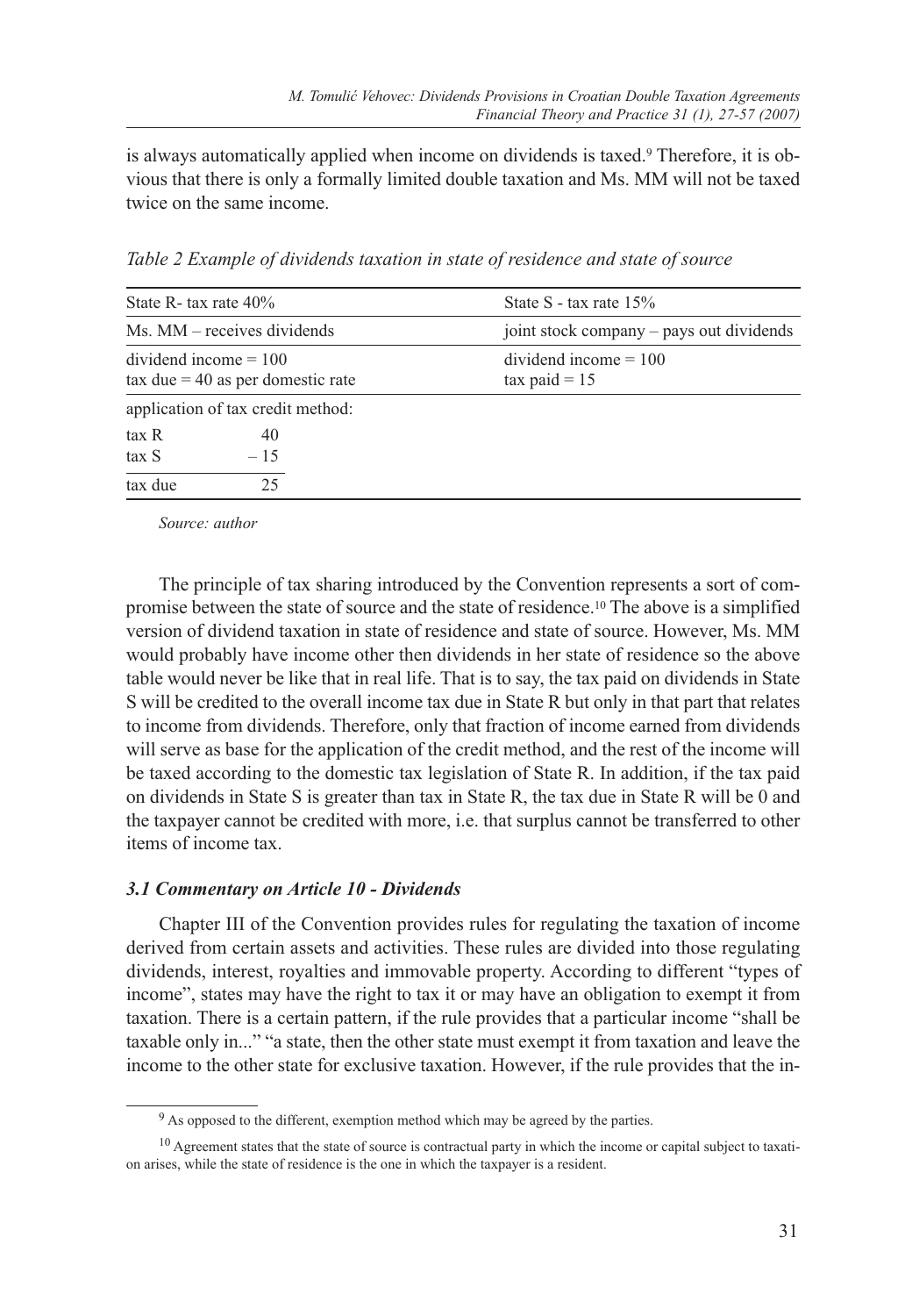is always automatically applied when income on dividends is taxed.[9] Therefore, it is obvious that there is only a formally limited double taxation and Ms. MM will not be taxed twice on the same income.

*Table 2 Example of dividends taxation in state of residence and state of source*

| State R- tax rate 40% | | State S - tax rate 15% |
|---|---|---|
| Ms. MM – receives dividends | | joint stock company – pays out dividends |
| dividend income = 100<br>tax due = 40 as per domestic rate | | dividend income = 100<br>tax paid = 15 |
| application of tax credit method: | | |
| tax R | 40 | |
| tax S | – 15 | |
| tax due | 25 | |

*Source: author*

The principle of tax sharing introduced by the Convention represents a sort of compromise between the state of source and the state of residence.[10] The above is a simplified version of dividend taxation in state of residence and state of source. However, Ms. MM would probably have income other then dividends in her state of residence so the above table would never be like that in real life. That is to say, the tax paid on dividends in State S will be credited to the overall income tax due in State R but only in that part that relates to income from dividends. Therefore, only that fraction of income earned from dividends will serve as base for the application of the credit method, and the rest of the income will be taxed according to the domestic tax legislation of State R. In addition, if the tax paid on dividends in State S is greater than tax in State R, the tax due in State R will be 0 and the taxpayer cannot be credited with more, i.e. that surplus cannot be transferred to other items of income tax.

### *3.1 Commentary on Article 10 - Dividends*

Chapter III of the Convention provides rules for regulating the taxation of income derived from certain assets and activities. These rules are divided into those regulating dividends, interest, royalties and immovable property. According to different "types of income", states may have the right to tax it or may have an obligation to exempt it from taxation. There is a certain pattern, if the rule provides that a particular income "shall be taxable only in..." "a state, then the other state must exempt it from taxation and leave the income to the other state for exclusive taxation. However, if the rule provides that the in-

[9] As opposed to the different, exemption method which may be agreed by the parties.

[10] Agreement states that the state of source is contractual party in which the income or capital subject to taxation arises, while the state of residence is the one in which the taxpayer is a resident.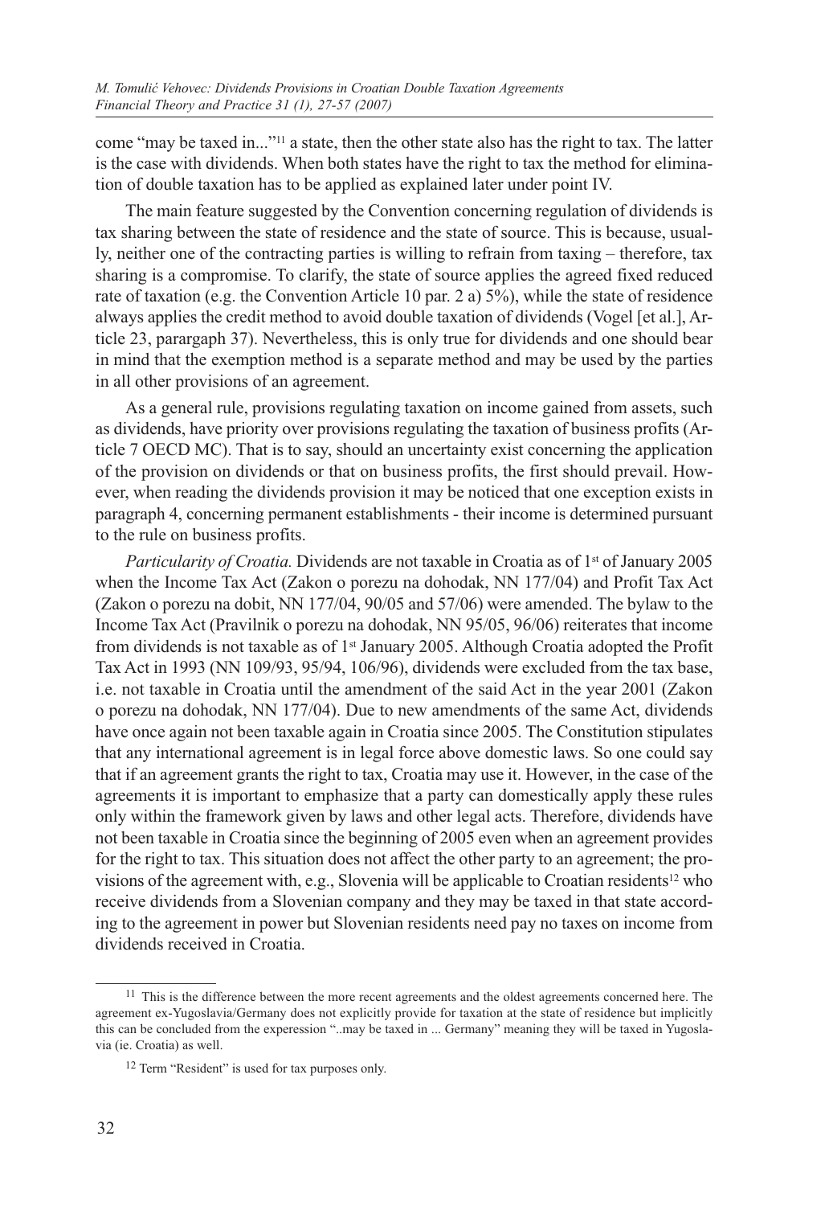come "may be taxed in..."[11] a state, then the other state also has the right to tax. The latter is the case with dividends. When both states have the right to tax the method for elimination of double taxation has to be applied as explained later under point IV.

The main feature suggested by the Convention concerning regulation of dividends is tax sharing between the state of residence and the state of source. This is because, usually, neither one of the contracting parties is willing to refrain from taxing – therefore, tax sharing is a compromise. To clarify, the state of source applies the agreed fixed reduced rate of taxation (e.g. the Convention Article 10 par. 2 a) 5%), while the state of residence always applies the credit method to avoid double taxation of dividends (Vogel [et al.], Article 23, parargaph 37). Nevertheless, this is only true for dividends and one should bear in mind that the exemption method is a separate method and may be used by the parties in all other provisions of an agreement.

As a general rule, provisions regulating taxation on income gained from assets, such as dividends, have priority over provisions regulating the taxation of business profits (Article 7 OECD MC). That is to say, should an uncertainty exist concerning the application of the provision on dividends or that on business profits, the first should prevail. However, when reading the dividends provision it may be noticed that one exception exists in paragraph 4, concerning permanent establishments - their income is determined pursuant to the rule on business profits.

*Particularity of Croatia.* Dividends are not taxable in Croatia as of 1st of January 2005 when the Income Tax Act (Zakon o porezu na dohodak, NN 177/04) and Profit Tax Act (Zakon o porezu na dobit, NN 177/04, 90/05 and 57/06) were amended. The bylaw to the Income Tax Act (Pravilnik o porezu na dohodak, NN 95/05, 96/06) reiterates that income from dividends is not taxable as of 1st January 2005. Although Croatia adopted the Profit Tax Act in 1993 (NN 109/93, 95/94, 106/96), dividends were excluded from the tax base, i.e. not taxable in Croatia until the amendment of the said Act in the year 2001 (Zakon o porezu na dohodak, NN 177/04). Due to new amendments of the same Act, dividends have once again not been taxable again in Croatia since 2005. The Constitution stipulates that any international agreement is in legal force above domestic laws. So one could say that if an agreement grants the right to tax, Croatia may use it. However, in the case of the agreements it is important to emphasize that a party can domestically apply these rules only within the framework given by laws and other legal acts. Therefore, dividends have not been taxable in Croatia since the beginning of 2005 even when an agreement provides for the right to tax. This situation does not affect the other party to an agreement; the provisions of the agreement with, e.g., Slovenia will be applicable to Croatian residents[12] who receive dividends from a Slovenian company and they may be taxed in that state according to the agreement in power but Slovenian residents need pay no taxes on income from dividends received in Croatia.

---

[11] This is the difference between the more recent agreements and the oldest agreements concerned here. The agreement ex-Yugoslavia/Germany does not explicitly provide for taxation at the state of residence but implicitly this can be concluded from the experession "..may be taxed in ... Germany" meaning they will be taxed in Yugoslavia (ie. Croatia) as well.

[12] Term "Resident" is used for tax purposes only.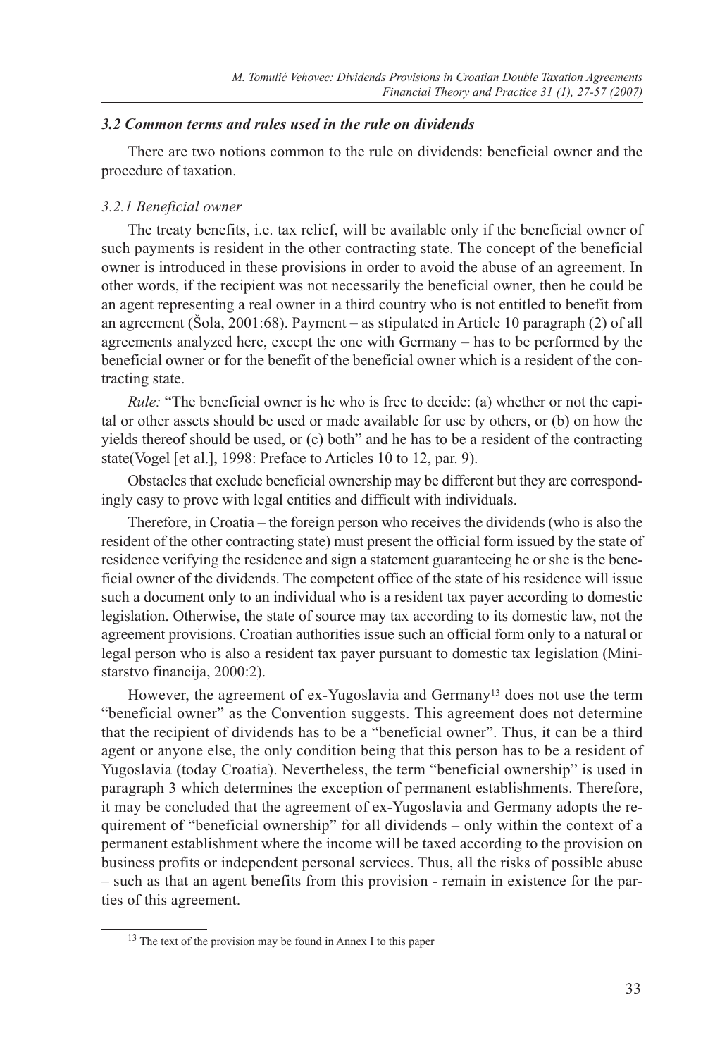### *3.2 Common terms and rules used in the rule on dividends*

There are two notions common to the rule on dividends: beneficial owner and the procedure of taxation.

#### *3.2.1 Beneficial owner*

The treaty benefits, i.e. tax relief, will be available only if the beneficial owner of such payments is resident in the other contracting state. The concept of the beneficial owner is introduced in these provisions in order to avoid the abuse of an agreement. In other words, if the recipient was not necessarily the beneficial owner, then he could be an agent representing a real owner in a third country who is not entitled to benefit from an agreement (Šola, 2001:68). Payment – as stipulated in Article 10 paragraph (2) of all agreements analyzed here, except the one with Germany – has to be performed by the beneficial owner or for the benefit of the beneficial owner which is a resident of the contracting state.

*Rule:* "The beneficial owner is he who is free to decide: (a) whether or not the capital or other assets should be used or made available for use by others, or (b) on how the yields thereof should be used, or (c) both" and he has to be a resident of the contracting state(Vogel [et al.], 1998: Preface to Articles 10 to 12, par. 9).

Obstacles that exclude beneficial ownership may be different but they are correspondingly easy to prove with legal entities and difficult with individuals.

Therefore, in Croatia – the foreign person who receives the dividends (who is also the resident of the other contracting state) must present the official form issued by the state of residence verifying the residence and sign a statement guaranteeing he or she is the beneficial owner of the dividends. The competent office of the state of his residence will issue such a document only to an individual who is a resident tax payer according to domestic legislation. Otherwise, the state of source may tax according to its domestic law, not the agreement provisions. Croatian authorities issue such an official form only to a natural or legal person who is also a resident tax payer pursuant to domestic tax legislation (Ministarstvo financija, 2000:2).

However, the agreement of ex-Yugoslavia and Germany[13] does not use the term "beneficial owner" as the Convention suggests. This agreement does not determine that the recipient of dividends has to be a "beneficial owner". Thus, it can be a third agent or anyone else, the only condition being that this person has to be a resident of Yugoslavia (today Croatia). Nevertheless, the term "beneficial ownership" is used in paragraph 3 which determines the exception of permanent establishments. Therefore, it may be concluded that the agreement of ex-Yugoslavia and Germany adopts the requirement of "beneficial ownership" for all dividends – only within the context of a permanent establishment where the income will be taxed according to the provision on business profits or independent personal services. Thus, all the risks of possible abuse – such as that an agent benefits from this provision - remain in existence for the parties of this agreement.

---

[13] The text of the provision may be found in Annex I to this paper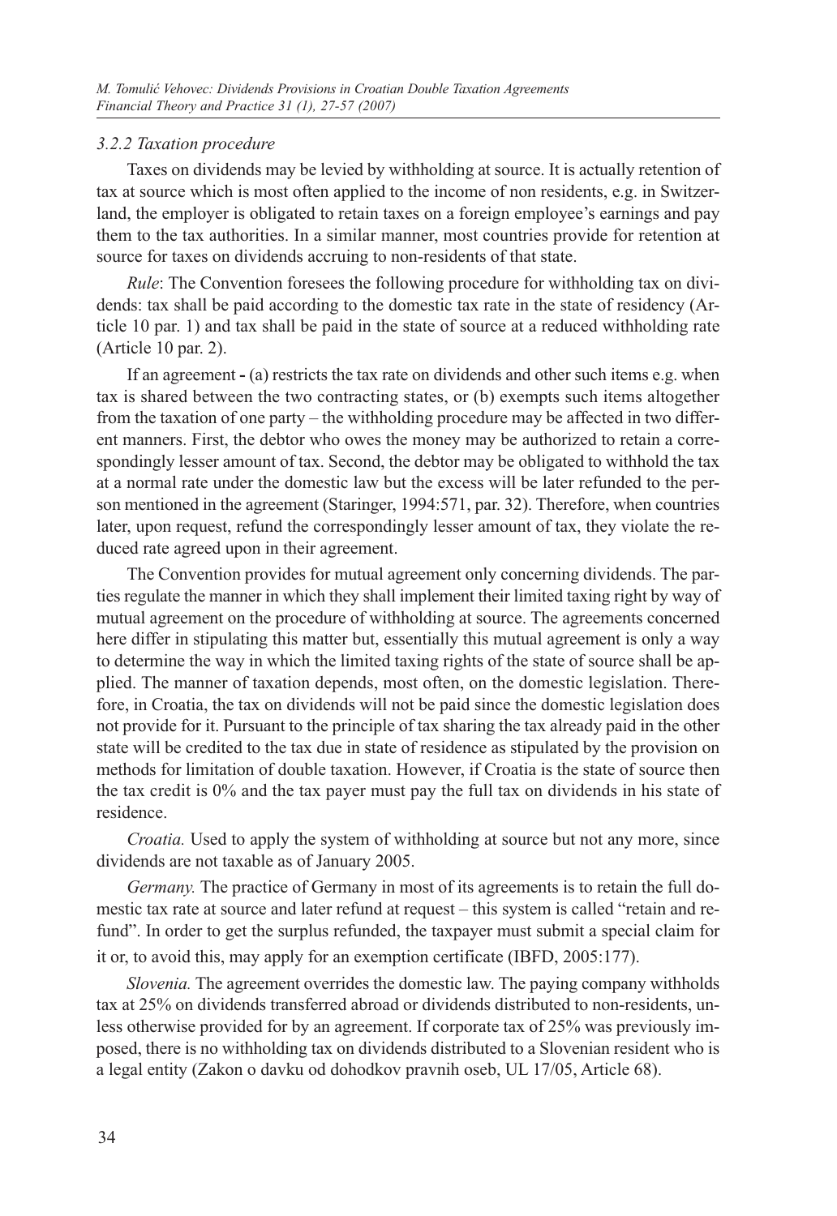### *3.2.2 Taxation procedure*

Taxes on dividends may be levied by withholding at source. It is actually retention of tax at source which is most often applied to the income of non residents, e.g. in Switzerland, the employer is obligated to retain taxes on a foreign employee's earnings and pay them to the tax authorities. In a similar manner, most countries provide for retention at source for taxes on dividends accruing to non-residents of that state.

*Rule*: The Convention foresees the following procedure for withholding tax on dividends: tax shall be paid according to the domestic tax rate in the state of residency (Article 10 par. 1) and tax shall be paid in the state of source at a reduced withholding rate (Article 10 par. 2).

If an agreement **-** (a) restricts the tax rate on dividends and other such items e.g. when tax is shared between the two contracting states, or (b) exempts such items altogether from the taxation of one party – the withholding procedure may be affected in two different manners. First, the debtor who owes the money may be authorized to retain a correspondingly lesser amount of tax. Second, the debtor may be obligated to withhold the tax at a normal rate under the domestic law but the excess will be later refunded to the person mentioned in the agreement (Staringer, 1994:571, par. 32). Therefore, when countries later, upon request, refund the correspondingly lesser amount of tax, they violate the reduced rate agreed upon in their agreement.

The Convention provides for mutual agreement only concerning dividends. The parties regulate the manner in which they shall implement their limited taxing right by way of mutual agreement on the procedure of withholding at source. The agreements concerned here differ in stipulating this matter but, essentially this mutual agreement is only a way to determine the way in which the limited taxing rights of the state of source shall be applied. The manner of taxation depends, most often, on the domestic legislation. Therefore, in Croatia, the tax on dividends will not be paid since the domestic legislation does not provide for it. Pursuant to the principle of tax sharing the tax already paid in the other state will be credited to the tax due in state of residence as stipulated by the provision on methods for limitation of double taxation. However, if Croatia is the state of source then the tax credit is 0% and the tax payer must pay the full tax on dividends in his state of residence.

*Croatia.* Used to apply the system of withholding at source but not any more, since dividends are not taxable as of January 2005.

*Germany.* The practice of Germany in most of its agreements is to retain the full domestic tax rate at source and later refund at request – this system is called "retain and refund". In order to get the surplus refunded, the taxpayer must submit a special claim for it or, to avoid this, may apply for an exemption certificate (IBFD, 2005:177).

*Slovenia.* The agreement overrides the domestic law. The paying company withholds tax at 25% on dividends transferred abroad or dividends distributed to non-residents, unless otherwise provided for by an agreement. If corporate tax of 25% was previously imposed, there is no withholding tax on dividends distributed to a Slovenian resident who is a legal entity (Zakon o davku od dohodkov pravnih oseb, UL 17/05, Article 68).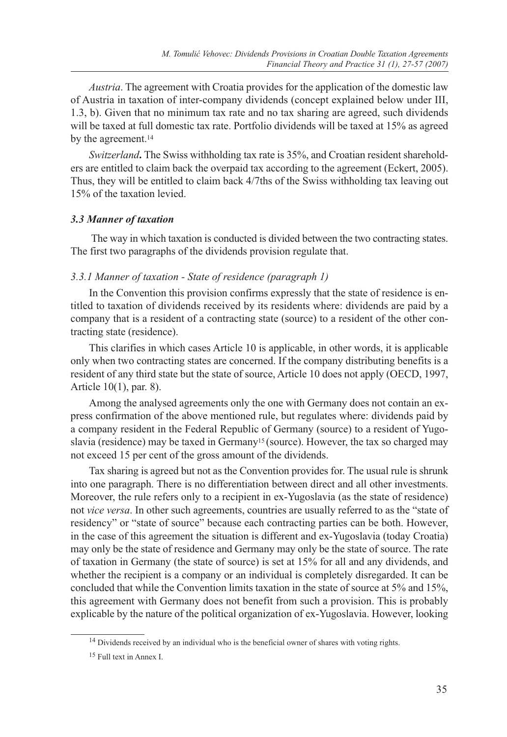*Austria*. The agreement with Croatia provides for the application of the domestic law of Austria in taxation of inter-company dividends (concept explained below under III, 1.3, b). Given that no minimum tax rate and no tax sharing are agreed, such dividends will be taxed at full domestic tax rate. Portfolio dividends will be taxed at 15% as agreed by the agreement.[14]

*Switzerland***.** The Swiss withholding tax rate is 35%, and Croatian resident shareholders are entitled to claim back the overpaid tax according to the agreement (Eckert, 2005). Thus, they will be entitled to claim back 4/7ths of the Swiss withholding tax leaving out 15% of the taxation levied.

### *3.3 Manner of taxation*

The way in which taxation is conducted is divided between the two contracting states. The first two paragraphs of the dividends provision regulate that.

#### *3.3.1 Manner of taxation - State of residence (paragraph 1)*

In the Convention this provision confirms expressly that the state of residence is entitled to taxation of dividends received by its residents where: dividends are paid by a company that is a resident of a contracting state (source) to a resident of the other contracting state (residence).

This clarifies in which cases Article 10 is applicable, in other words, it is applicable only when two contracting states are concerned. If the company distributing benefits is a resident of any third state but the state of source, Article 10 does not apply (OECD, 1997, Article 10(1), par. 8).

Among the analysed agreements only the one with Germany does not contain an express confirmation of the above mentioned rule, but regulates where: dividends paid by a company resident in the Federal Republic of Germany (source) to a resident of Yugoslavia (residence) may be taxed in Germany[15] (source). However, the tax so charged may not exceed 15 per cent of the gross amount of the dividends.

Tax sharing is agreed but not as the Convention provides for. The usual rule is shrunk into one paragraph. There is no differentiation between direct and all other investments. Moreover, the rule refers only to a recipient in ex-Yugoslavia (as the state of residence) not *vice versa*. In other such agreements, countries are usually referred to as the "state of residency" or "state of source" because each contracting parties can be both. However, in the case of this agreement the situation is different and ex-Yugoslavia (today Croatia) may only be the state of residence and Germany may only be the state of source. The rate of taxation in Germany (the state of source) is set at 15% for all and any dividends, and whether the recipient is a company or an individual is completely disregarded. It can be concluded that while the Convention limits taxation in the state of source at 5% and 15%, this agreement with Germany does not benefit from such a provision. This is probably explicable by the nature of the political organization of ex-Yugoslavia. However, looking

[14] Dividends received by an individual who is the beneficial owner of shares with voting rights.

[15] Full text in Annex I.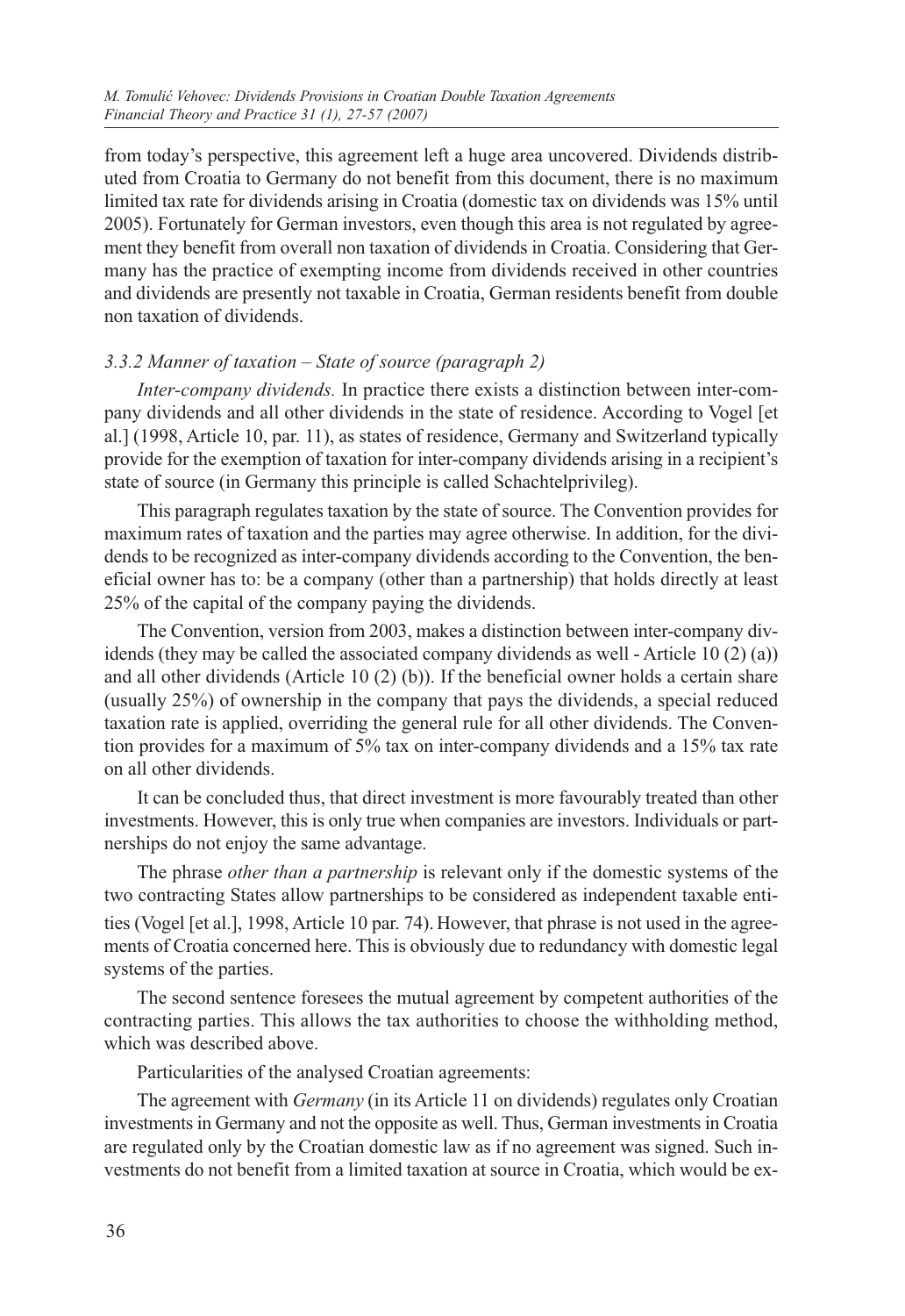from today's perspective, this agreement left a huge area uncovered. Dividends distributed from Croatia to Germany do not benefit from this document, there is no maximum limited tax rate for dividends arising in Croatia (domestic tax on dividends was 15% until 2005). Fortunately for German investors, even though this area is not regulated by agreement they benefit from overall non taxation of dividends in Croatia. Considering that Germany has the practice of exempting income from dividends received in other countries and dividends are presently not taxable in Croatia, German residents benefit from double non taxation of dividends.

### *3.3.2 Manner of taxation – State of source (paragraph 2)*

*Inter-company dividends.* In practice there exists a distinction between inter-company dividends and all other dividends in the state of residence. According to Vogel [et al.] (1998, Article 10, par. 11), as states of residence, Germany and Switzerland typically provide for the exemption of taxation for inter-company dividends arising in a recipient's state of source (in Germany this principle is called Schachtelprivileg).

This paragraph regulates taxation by the state of source. The Convention provides for maximum rates of taxation and the parties may agree otherwise. In addition, for the dividends to be recognized as inter-company dividends according to the Convention, the beneficial owner has to: be a company (other than a partnership) that holds directly at least 25% of the capital of the company paying the dividends.

The Convention, version from 2003, makes a distinction between inter-company dividends (they may be called the associated company dividends as well - Article 10 (2) (a)) and all other dividends (Article 10 (2) (b)). If the beneficial owner holds a certain share (usually 25%) of ownership in the company that pays the dividends, a special reduced taxation rate is applied, overriding the general rule for all other dividends. The Convention provides for a maximum of 5% tax on inter-company dividends and a 15% tax rate on all other dividends.

It can be concluded thus, that direct investment is more favourably treated than other investments. However, this is only true when companies are investors. Individuals or partnerships do not enjoy the same advantage.

The phrase *other than a partnership* is relevant only if the domestic systems of the two contracting States allow partnerships to be considered as independent taxable entities (Vogel [et al.], 1998, Article 10 par. 74). However, that phrase is not used in the agreements of Croatia concerned here. This is obviously due to redundancy with domestic legal systems of the parties.

The second sentence foresees the mutual agreement by competent authorities of the contracting parties. This allows the tax authorities to choose the withholding method, which was described above.

Particularities of the analysed Croatian agreements:

The agreement with *Germany* (in its Article 11 on dividends) regulates only Croatian investments in Germany and not the opposite as well. Thus, German investments in Croatia are regulated only by the Croatian domestic law as if no agreement was signed. Such investments do not benefit from a limited taxation at source in Croatia, which would be ex-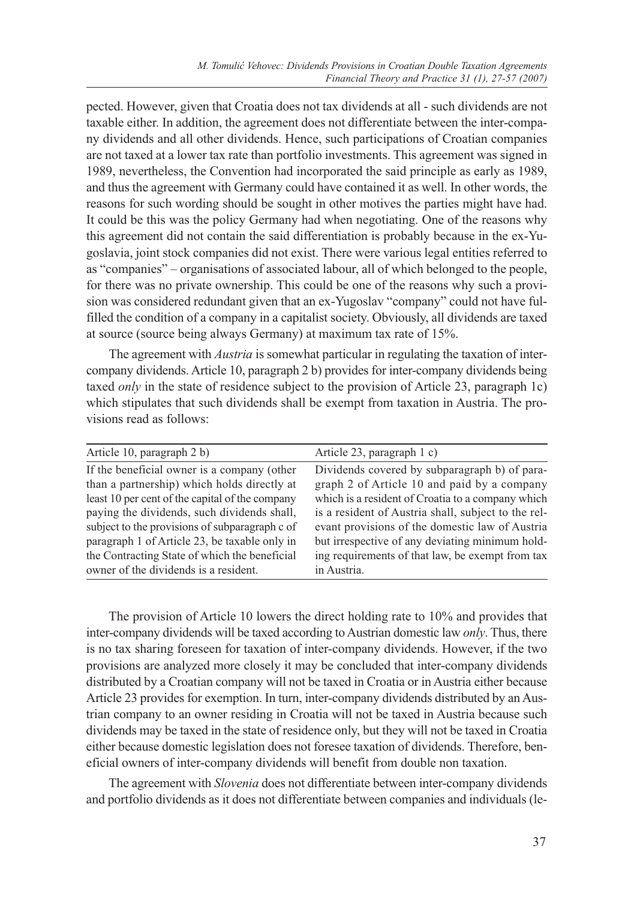pected. However, given that Croatia does not tax dividends at all - such dividends are not taxable either. In addition, the agreement does not differentiate between the inter-company dividends and all other dividends. Hence, such participations of Croatian companies are not taxed at a lower tax rate than portfolio investments. This agreement was signed in 1989, nevertheless, the Convention had incorporated the said principle as early as 1989, and thus the agreement with Germany could have contained it as well. In other words, the reasons for such wording should be sought in other motives the parties might have had. It could be this was the policy Germany had when negotiating. One of the reasons why this agreement did not contain the said differentiation is probably because in the ex-Yugoslavia, joint stock companies did not exist. There were various legal entities referred to as "companies" – organisations of associated labour, all of which belonged to the people, for there was no private ownership. This could be one of the reasons why such a provision was considered redundant given that an ex-Yugoslav "company" could not have fulfilled the condition of a company in a capitalist society. Obviously, all dividends are taxed at source (source being always Germany) at maximum tax rate of 15%.

The agreement with *Austria* is somewhat particular in regulating the taxation of inter-company dividends. Article 10, paragraph 2 b) provides for inter-company dividends being taxed *only* in the state of residence subject to the provision of Article 23, paragraph 1c) which stipulates that such dividends shall be exempt from taxation in Austria. The provisions read as follows:

| Article 10, paragraph 2 b) | Article 23, paragraph 1 c) |
|---|---|
| If the beneficial owner is a company (other than a partnership) which holds directly at least 10 per cent of the capital of the company paying the dividends, such dividends shall, subject to the provisions of subparagraph c of paragraph 1 of Article 23, be taxable only in the Contracting State of which the beneficial owner of the dividends is a resident. | Dividends covered by subparagraph b) of paragraph 2 of Article 10 and paid by a company which is a resident of Croatia to a company which is a resident of Austria shall, subject to the relevant provisions of the domestic law of Austria but irrespective of any deviating minimum holding requirements of that law, be exempt from tax in Austria. |

The provision of Article 10 lowers the direct holding rate to 10% and provides that inter-company dividends will be taxed according to Austrian domestic law *only*. Thus, there is no tax sharing foreseen for taxation of inter-company dividends. However, if the two provisions are analyzed more closely it may be concluded that inter-company dividends distributed by a Croatian company will not be taxed in Croatia or in Austria either because Article 23 provides for exemption. In turn, inter-company dividends distributed by an Austrian company to an owner residing in Croatia will not be taxed in Austria because such dividends may be taxed in the state of residence only, but they will not be taxed in Croatia either because domestic legislation does not foresee taxation of dividends. Therefore, beneficial owners of inter-company dividends will benefit from double non taxation.

The agreement with *Slovenia* does not differentiate between inter-company dividends and portfolio dividends as it does not differentiate between companies and individuals (le-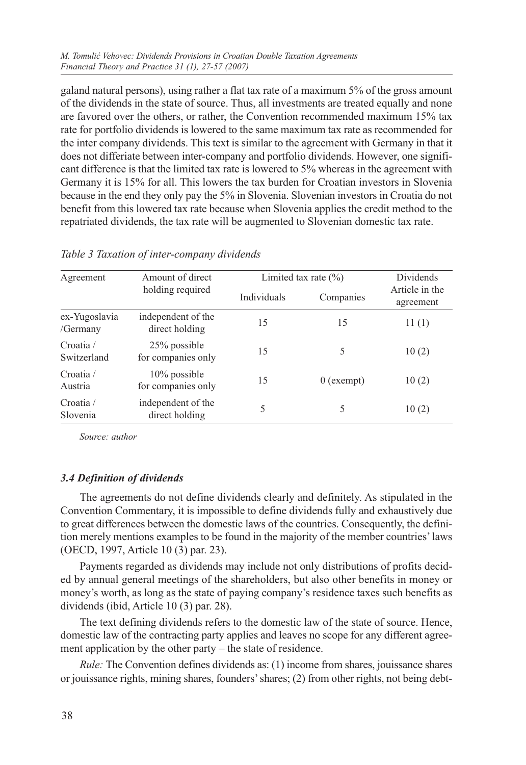galand natural persons), using rather a flat tax rate of a maximum 5% of the gross amount of the dividends in the state of source. Thus, all investments are treated equally and none are favored over the others, or rather, the Convention recommended maximum 15% tax rate for portfolio dividends is lowered to the same maximum tax rate as recommended for the inter company dividends. This text is similar to the agreement with Germany in that it does not differiate between inter-company and portfolio dividends. However, one significant difference is that the limited tax rate is lowered to 5% whereas in the agreement with Germany it is 15% for all. This lowers the tax burden for Croatian investors in Slovenia because in the end they only pay the 5% in Slovenia. Slovenian investors in Croatia do not benefit from this lowered tax rate because when Slovenia applies the credit method to the repatriated dividends, the tax rate will be augmented to Slovenian domestic tax rate.

*Table 3 Taxation of inter-company dividends*

| Agreement | Amount of direct holding required | Limited tax rate (%) | | Dividends Article in the agreement |
|---|---|---|---|---|
| | | Individuals | Companies | |
| ex-Yugoslavia /Germany | independent of the direct holding | 15 | 15 | 11 (1) |
| Croatia / Switzerland | 25% possible for companies only | 15 | 5 | 10 (2) |
| Croatia / Austria | 10% possible for companies only | 15 | 0 (exempt) | 10 (2) |
| Croatia / Slovenia | independent of the direct holding | 5 | 5 | 10 (2) |

*Source: author*

### *3.4 Definition of dividends*

The agreements do not define dividends clearly and definitely. As stipulated in the Convention Commentary, it is impossible to define dividends fully and exhaustively due to great differences between the domestic laws of the countries. Consequently, the definition merely mentions examples to be found in the majority of the member countries' laws (OECD, 1997, Article 10 (3) par. 23).

Payments regarded as dividends may include not only distributions of profits decided by annual general meetings of the shareholders, but also other benefits in money or money's worth, as long as the state of paying company's residence taxes such benefits as dividends (ibid, Article 10 (3) par. 28).

The text defining dividends refers to the domestic law of the state of source. Hence, domestic law of the contracting party applies and leaves no scope for any different agreement application by the other party – the state of residence.

*Rule:* The Convention defines dividends as: (1) income from shares, jouissance shares or jouissance rights, mining shares, founders' shares; (2) from other rights, not being debt-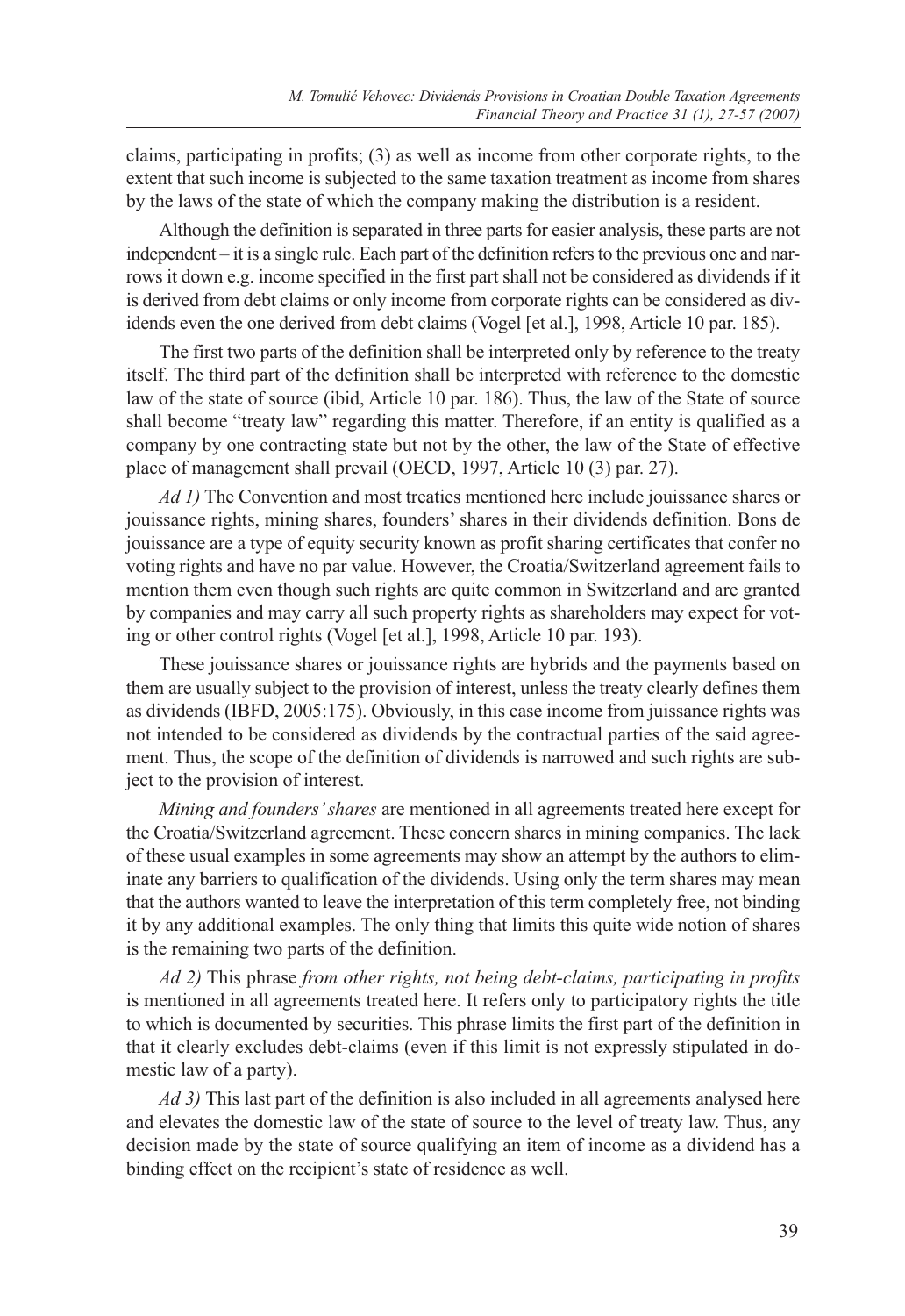claims, participating in profits; (3) as well as income from other corporate rights, to the extent that such income is subjected to the same taxation treatment as income from shares by the laws of the state of which the company making the distribution is a resident.

Although the definition is separated in three parts for easier analysis, these parts are not independent – it is a single rule. Each part of the definition refers to the previous one and narrows it down e.g. income specified in the first part shall not be considered as dividends if it is derived from debt claims or only income from corporate rights can be considered as dividends even the one derived from debt claims (Vogel [et al.], 1998, Article 10 par. 185).

The first two parts of the definition shall be interpreted only by reference to the treaty itself. The third part of the definition shall be interpreted with reference to the domestic law of the state of source (ibid, Article 10 par. 186). Thus, the law of the State of source shall become "treaty law" regarding this matter. Therefore, if an entity is qualified as a company by one contracting state but not by the other, the law of the State of effective place of management shall prevail (OECD, 1997, Article 10 (3) par. 27).

*Ad 1)* The Convention and most treaties mentioned here include jouissance shares or jouissance rights, mining shares, founders' shares in their dividends definition. Bons de jouissance are a type of equity security known as profit sharing certificates that confer no voting rights and have no par value. However, the Croatia/Switzerland agreement fails to mention them even though such rights are quite common in Switzerland and are granted by companies and may carry all such property rights as shareholders may expect for voting or other control rights (Vogel [et al.], 1998, Article 10 par. 193).

These jouissance shares or jouissance rights are hybrids and the payments based on them are usually subject to the provision of interest, unless the treaty clearly defines them as dividends (IBFD, 2005:175). Obviously, in this case income from juissance rights was not intended to be considered as dividends by the contractual parties of the said agreement. Thus, the scope of the definition of dividends is narrowed and such rights are subject to the provision of interest.

*Mining and founders' shares* are mentioned in all agreements treated here except for the Croatia/Switzerland agreement. These concern shares in mining companies. The lack of these usual examples in some agreements may show an attempt by the authors to eliminate any barriers to qualification of the dividends. Using only the term shares may mean that the authors wanted to leave the interpretation of this term completely free, not binding it by any additional examples. The only thing that limits this quite wide notion of shares is the remaining two parts of the definition.

*Ad 2)* This phrase *from other rights, not being debt-claims, participating in profits* is mentioned in all agreements treated here. It refers only to participatory rights the title to which is documented by securities. This phrase limits the first part of the definition in that it clearly excludes debt-claims (even if this limit is not expressly stipulated in domestic law of a party).

*Ad 3)* This last part of the definition is also included in all agreements analysed here and elevates the domestic law of the state of source to the level of treaty law. Thus, any decision made by the state of source qualifying an item of income as a dividend has a binding effect on the recipient's state of residence as well.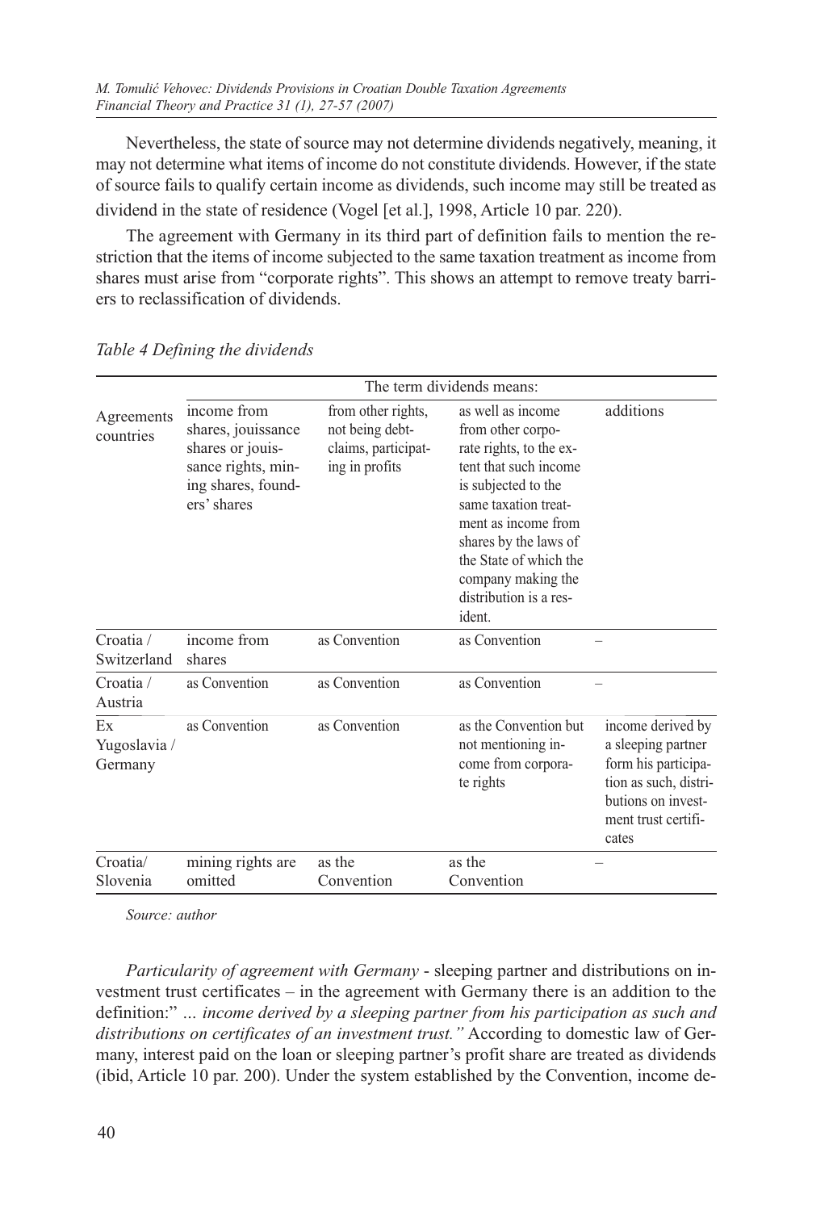Nevertheless, the state of source may not determine dividends negatively, meaning, it may not determine what items of income do not constitute dividends. However, if the state of source fails to qualify certain income as dividends, such income may still be treated as dividend in the state of residence (Vogel [et al.], 1998, Article 10 par. 220).

The agreement with Germany in its third part of definition fails to mention the restriction that the items of income subjected to the same taxation treatment as income from shares must arise from "corporate rights". This shows an attempt to remove treaty barriers to reclassification of dividends.

*Table 4 Defining the dividends*

| Agreements countries | The term dividends means: | | | |
|---|---|---|---|---|
| | income from shares, jouissance shares or jouissance rights, mining shares, founders' shares | from other rights, not being debt-claims, participating in profits | as well as income from other corporate rights, to the extent that such income is subjected to the same taxation treatment as income from shares by the laws of the State of which the company making the distribution is a resident. | additions |
| Croatia / Switzerland | income from shares | as Convention | as Convention | – |
| Croatia / Austria | as Convention | as Convention | as Convention | – |
| Ex Yugoslavia / Germany | as Convention | as Convention | as the Convention but not mentioning income from corporate rights | income derived by a sleeping partner form his participation as such, distributions on investment trust certificates |
| Croatia/ Slovenia | mining rights are omitted | as the Convention | as the Convention | – |

*Source: author*

*Particularity of agreement with Germany* - sleeping partner and distributions on investment trust certificates – in the agreement with Germany there is an addition to the definition:" *... income derived by a sleeping partner from his participation as such and distributions on certificates of an investment trust."* According to domestic law of Germany, interest paid on the loan or sleeping partner's profit share are treated as dividends (ibid, Article 10 par. 200). Under the system established by the Convention, income de-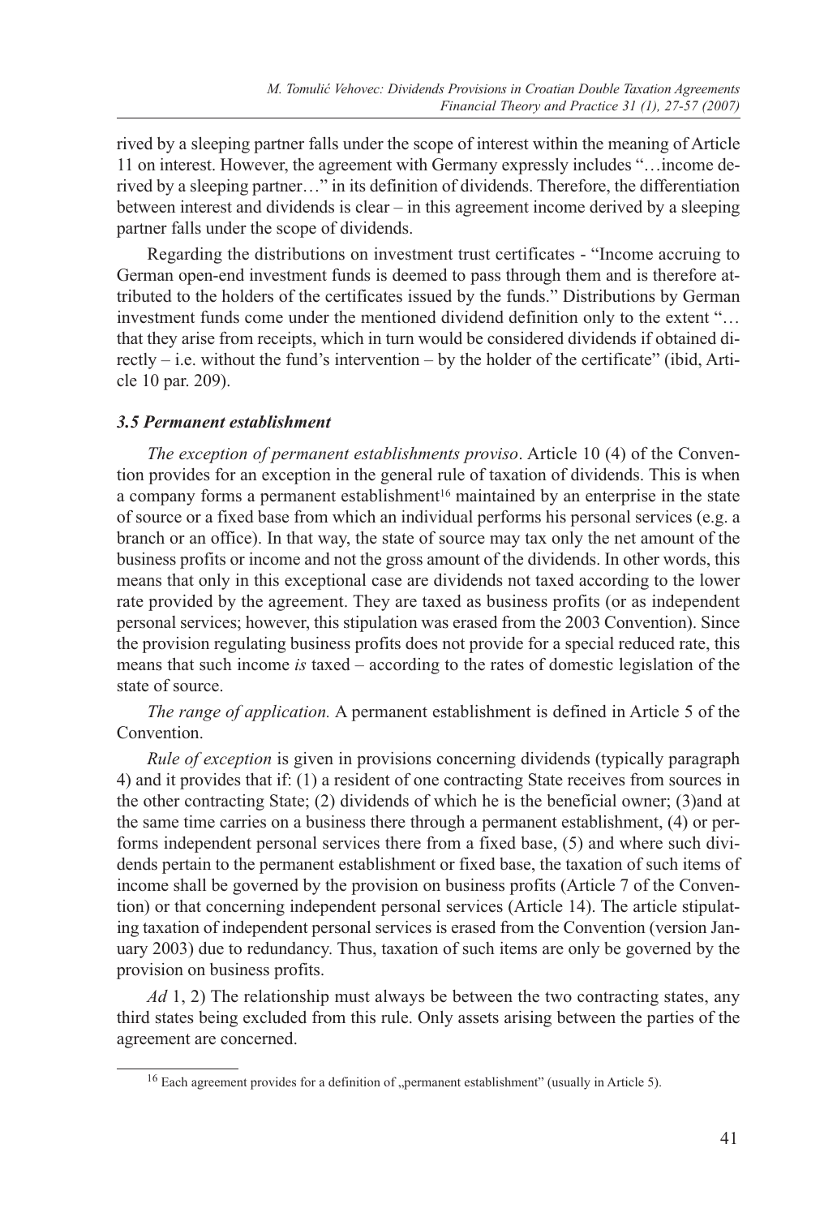rived by a sleeping partner falls under the scope of interest within the meaning of Article 11 on interest. However, the agreement with Germany expressly includes "…income derived by a sleeping partner…" in its definition of dividends. Therefore, the differentiation between interest and dividends is clear – in this agreement income derived by a sleeping partner falls under the scope of dividends.

Regarding the distributions on investment trust certificates - "Income accruing to German open-end investment funds is deemed to pass through them and is therefore attributed to the holders of the certificates issued by the funds." Distributions by German investment funds come under the mentioned dividend definition only to the extent "…that they arise from receipts, which in turn would be considered dividends if obtained directly – i.e. without the fund's intervention – by the holder of the certificate" (ibid, Article 10 par. 209).

### *3.5 Permanent establishment*

*The exception of permanent establishments proviso*. Article 10 (4) of the Convention provides for an exception in the general rule of taxation of dividends. This is when a company forms a permanent establishment[16] maintained by an enterprise in the state of source or a fixed base from which an individual performs his personal services (e.g. a branch or an office). In that way, the state of source may tax only the net amount of the business profits or income and not the gross amount of the dividends. In other words, this means that only in this exceptional case are dividends not taxed according to the lower rate provided by the agreement. They are taxed as business profits (or as independent personal services; however, this stipulation was erased from the 2003 Convention). Since the provision regulating business profits does not provide for a special reduced rate, this means that such income *is* taxed – according to the rates of domestic legislation of the state of source.

*The range of application.* A permanent establishment is defined in Article 5 of the Convention.

*Rule of exception* is given in provisions concerning dividends (typically paragraph 4) and it provides that if: (1) a resident of one contracting State receives from sources in the other contracting State; (2) dividends of which he is the beneficial owner; (3)and at the same time carries on a business there through a permanent establishment, (4) or performs independent personal services there from a fixed base, (5) and where such dividends pertain to the permanent establishment or fixed base, the taxation of such items of income shall be governed by the provision on business profits (Article 7 of the Convention) or that concerning independent personal services (Article 14). The article stipulating taxation of independent personal services is erased from the Convention (version January 2003) due to redundancy. Thus, taxation of such items are only be governed by the provision on business profits.

*Ad* 1, 2) The relationship must always be between the two contracting states, any third states being excluded from this rule. Only assets arising between the parties of the agreement are concerned.

[16] Each agreement provides for a definition of „permanent establishment" (usually in Article 5).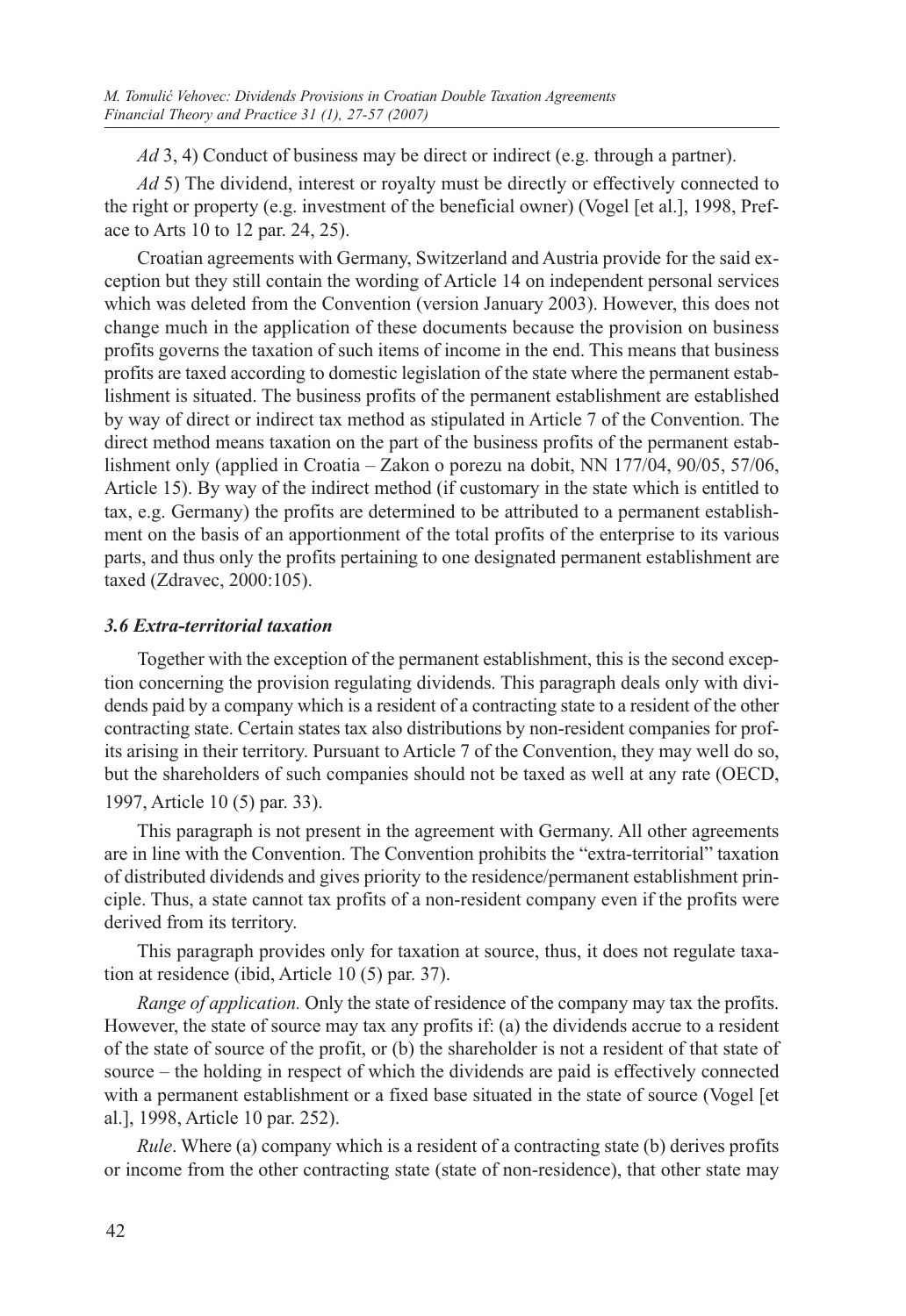*Ad* 3, 4) Conduct of business may be direct or indirect (e.g. through a partner).

*Ad* 5) The dividend, interest or royalty must be directly or effectively connected to the right or property (e.g. investment of the beneficial owner) (Vogel [et al.], 1998, Preface to Arts 10 to 12 par. 24, 25).

Croatian agreements with Germany, Switzerland and Austria provide for the said exception but they still contain the wording of Article 14 on independent personal services which was deleted from the Convention (version January 2003). However, this does not change much in the application of these documents because the provision on business profits governs the taxation of such items of income in the end. This means that business profits are taxed according to domestic legislation of the state where the permanent establishment is situated. The business profits of the permanent establishment are established by way of direct or indirect tax method as stipulated in Article 7 of the Convention. The direct method means taxation on the part of the business profits of the permanent establishment only (applied in Croatia – Zakon o porezu na dobit, NN 177/04, 90/05, 57/06, Article 15). By way of the indirect method (if customary in the state which is entitled to tax, e.g. Germany) the profits are determined to be attributed to a permanent establishment on the basis of an apportionment of the total profits of the enterprise to its various parts, and thus only the profits pertaining to one designated permanent establishment are taxed (Zdravec, 2000:105).

### *3.6 Extra-territorial taxation*

Together with the exception of the permanent establishment, this is the second exception concerning the provision regulating dividends. This paragraph deals only with dividends paid by a company which is a resident of a contracting state to a resident of the other contracting state. Certain states tax also distributions by non-resident companies for profits arising in their territory. Pursuant to Article 7 of the Convention, they may well do so, but the shareholders of such companies should not be taxed as well at any rate (OECD, 1997, Article 10 (5) par. 33).

This paragraph is not present in the agreement with Germany. All other agreements are in line with the Convention. The Convention prohibits the "extra-territorial" taxation of distributed dividends and gives priority to the residence/permanent establishment principle. Thus, a state cannot tax profits of a non-resident company even if the profits were derived from its territory.

This paragraph provides only for taxation at source, thus, it does not regulate taxation at residence (ibid, Article 10 (5) par. 37).

*Range of application.* Only the state of residence of the company may tax the profits. However, the state of source may tax any profits if: (a) the dividends accrue to a resident of the state of source of the profit, or (b) the shareholder is not a resident of that state of source – the holding in respect of which the dividends are paid is effectively connected with a permanent establishment or a fixed base situated in the state of source (Vogel [et al.], 1998, Article 10 par. 252).

*Rule*. Where (a) company which is a resident of a contracting state (b) derives profits or income from the other contracting state (state of non-residence), that other state may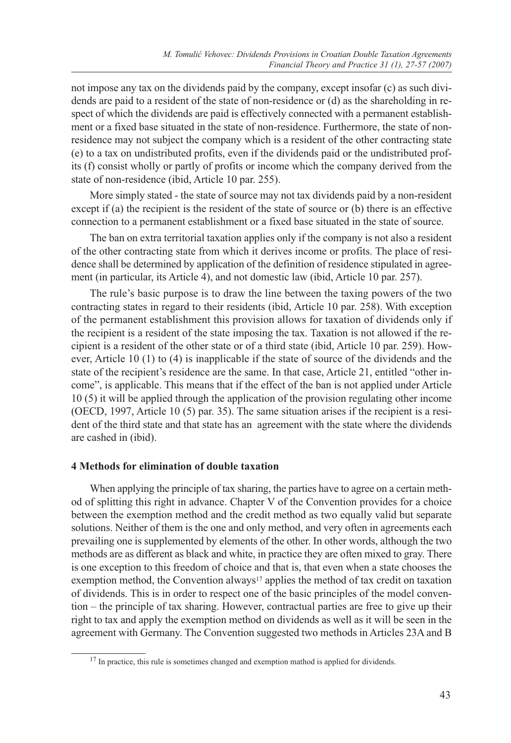not impose any tax on the dividends paid by the company, except insofar (c) as such dividends are paid to a resident of the state of non-residence or (d) as the shareholding in respect of which the dividends are paid is effectively connected with a permanent establishment or a fixed base situated in the state of non-residence. Furthermore, the state of non-residence may not subject the company which is a resident of the other contracting state (e) to a tax on undistributed profits, even if the dividends paid or the undistributed profits (f) consist wholly or partly of profits or income which the company derived from the state of non-residence (ibid, Article 10 par. 255).

More simply stated - the state of source may not tax dividends paid by a non-resident except if (a) the recipient is the resident of the state of source or (b) there is an effective connection to a permanent establishment or a fixed base situated in the state of source.

The ban on extra territorial taxation applies only if the company is not also a resident of the other contracting state from which it derives income or profits. The place of residence shall be determined by application of the definition of residence stipulated in agreement (in particular, its Article 4), and not domestic law (ibid, Article 10 par. 257).

The rule's basic purpose is to draw the line between the taxing powers of the two contracting states in regard to their residents (ibid, Article 10 par. 258). With exception of the permanent establishment this provision allows for taxation of dividends only if the recipient is a resident of the state imposing the tax. Taxation is not allowed if the recipient is a resident of the other state or of a third state (ibid, Article 10 par. 259). However, Article 10 (1) to (4) is inapplicable if the state of source of the dividends and the state of the recipient's residence are the same. In that case, Article 21, entitled "other income", is applicable. This means that if the effect of the ban is not applied under Article 10 (5) it will be applied through the application of the provision regulating other income (OECD, 1997, Article 10 (5) par. 35). The same situation arises if the recipient is a resident of the third state and that state has an agreement with the state where the dividends are cashed in (ibid).

## 4 Methods for elimination of double taxation

When applying the principle of tax sharing, the parties have to agree on a certain method of splitting this right in advance. Chapter V of the Convention provides for a choice between the exemption method and the credit method as two equally valid but separate solutions. Neither of them is the one and only method, and very often in agreements each prevailing one is supplemented by elements of the other. In other words, although the two methods are as different as black and white, in practice they are often mixed to gray. There is one exception to this freedom of choice and that is, that even when a state chooses the exemption method, the Convention always[17] applies the method of tax credit on taxation of dividends. This is in order to respect one of the basic principles of the model convention – the principle of tax sharing. However, contractual parties are free to give up their right to tax and apply the exemption method on dividends as well as it will be seen in the agreement with Germany. The Convention suggested two methods in Articles 23A and B

[17] In practice, this rule is sometimes changed and exemption mathod is applied for dividends.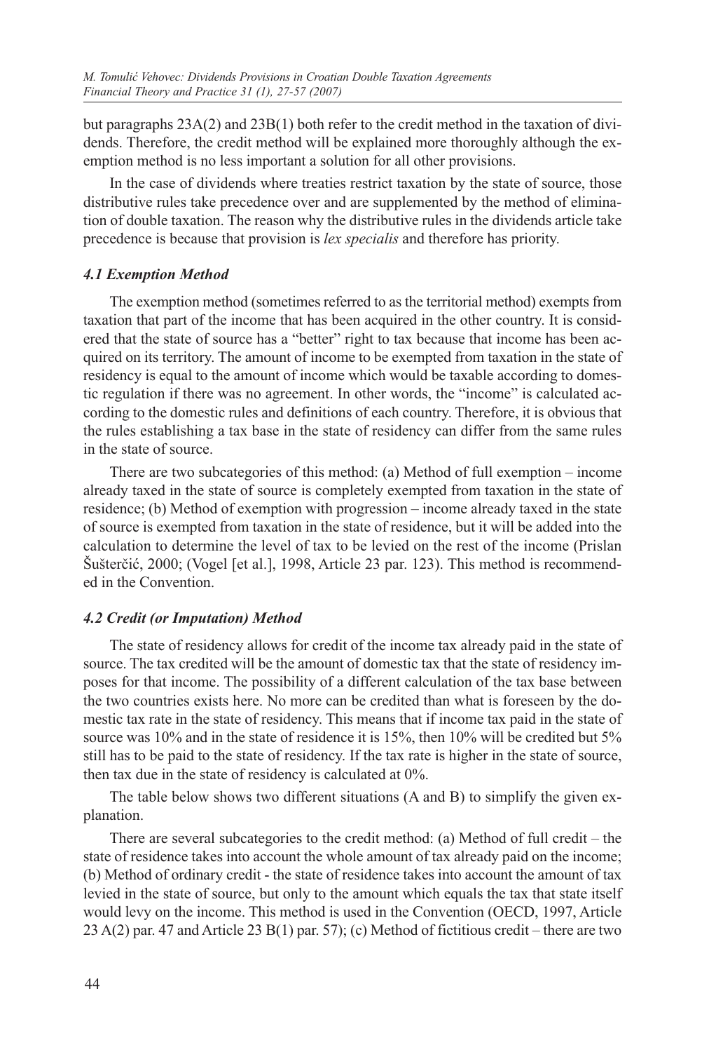but paragraphs 23A(2) and 23B(1) both refer to the credit method in the taxation of dividends. Therefore, the credit method will be explained more thoroughly although the exemption method is no less important a solution for all other provisions.

In the case of dividends where treaties restrict taxation by the state of source, those distributive rules take precedence over and are supplemented by the method of elimination of double taxation. The reason why the distributive rules in the dividends article take precedence is because that provision is *lex specialis* and therefore has priority.

### *4.1 Exemption Method*

The exemption method (sometimes referred to as the territorial method) exempts from taxation that part of the income that has been acquired in the other country. It is considered that the state of source has a "better" right to tax because that income has been acquired on its territory. The amount of income to be exempted from taxation in the state of residency is equal to the amount of income which would be taxable according to domestic regulation if there was no agreement. In other words, the "income" is calculated according to the domestic rules and definitions of each country. Therefore, it is obvious that the rules establishing a tax base in the state of residency can differ from the same rules in the state of source.

There are two subcategories of this method: (a) Method of full exemption – income already taxed in the state of source is completely exempted from taxation in the state of residence; (b) Method of exemption with progression – income already taxed in the state of source is exempted from taxation in the state of residence, but it will be added into the calculation to determine the level of tax to be levied on the rest of the income (Prislan Šušterčić, 2000; (Vogel [et al.], 1998, Article 23 par. 123). This method is recommended in the Convention.

### *4.2 Credit (or Imputation) Method*

The state of residency allows for credit of the income tax already paid in the state of source. The tax credited will be the amount of domestic tax that the state of residency imposes for that income. The possibility of a different calculation of the tax base between the two countries exists here. No more can be credited than what is foreseen by the domestic tax rate in the state of residency. This means that if income tax paid in the state of source was 10% and in the state of residence it is 15%, then 10% will be credited but 5% still has to be paid to the state of residency. If the tax rate is higher in the state of source, then tax due in the state of residency is calculated at 0%.

The table below shows two different situations (A and B) to simplify the given explanation.

There are several subcategories to the credit method: (a) Method of full credit – the state of residence takes into account the whole amount of tax already paid on the income; (b) Method of ordinary credit - the state of residence takes into account the amount of tax levied in the state of source, but only to the amount which equals the tax that state itself would levy on the income. This method is used in the Convention (OECD, 1997, Article 23 A(2) par. 47 and Article 23 B(1) par. 57); (c) Method of fictitious credit – there are two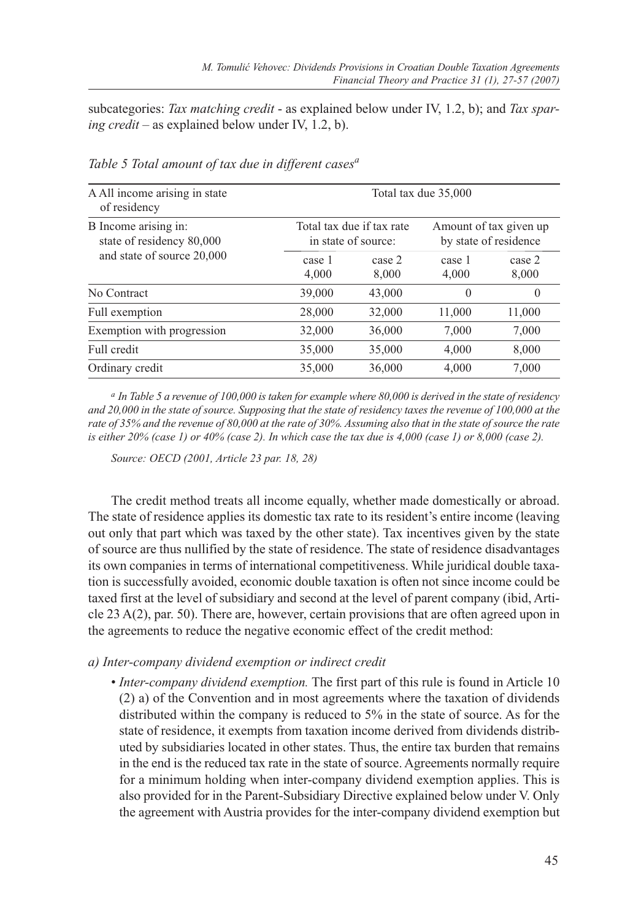subcategories: *Tax matching credit* - as explained below under IV, 1.2, b); and *Tax sparing credit* – as explained below under IV, 1.2, b).

*Table 5 Total amount of tax due in different cases*[a]

| A All income arising in state of residency | Total tax due 35,000 | | | |
|---|---|---|---|---|
| B Income arising in: state of residency 80,000 and state of source 20,000 | Total tax due if tax rate in state of source: | | Amount of tax given up by state of residence | |
| | case 1 4,000 | case 2 8,000 | case 1 4,000 | case 2 8,000 |
| No Contract | 39,000 | 43,000 | 0 | 0 |
| Full exemption | 28,000 | 32,000 | 11,000 | 11,000 |
| Exemption with progression | 32,000 | 36,000 | 7,000 | 7,000 |
| Full credit | 35,000 | 35,000 | 4,000 | 8,000 |
| Ordinary credit | 35,000 | 36,000 | 4,000 | 7,000 |

*[a] In Table 5 a revenue of 100,000 is taken for example where 80,000 is derived in the state of residency and 20,000 in the state of source. Supposing that the state of residency taxes the revenue of 100,000 at the rate of 35% and the revenue of 80,000 at the rate of 30%. Assuming also that in the state of source the rate is either 20% (case 1) or 40% (case 2). In which case the tax due is 4,000 (case 1) or 8,000 (case 2).*

*Source: OECD (2001, Article 23 par. 18, 28)*

The credit method treats all income equally, whether made domestically or abroad. The state of residence applies its domestic tax rate to its resident's entire income (leaving out only that part which was taxed by the other state). Tax incentives given by the state of source are thus nullified by the state of residence. The state of residence disadvantages its own companies in terms of international competitiveness. While juridical double taxation is successfully avoided, economic double taxation is often not since income could be taxed first at the level of subsidiary and second at the level of parent company (ibid, Article 23 A(2), par. 50). There are, however, certain provisions that are often agreed upon in the agreements to reduce the negative economic effect of the credit method:

*a) Inter-company dividend exemption or indirect credit*

- *Inter-company dividend exemption.* The first part of this rule is found in Article 10 (2) a) of the Convention and in most agreements where the taxation of dividends distributed within the company is reduced to 5% in the state of source. As for the state of residence, it exempts from taxation income derived from dividends distributed by subsidiaries located in other states. Thus, the entire tax burden that remains in the end is the reduced tax rate in the state of source. Agreements normally require for a minimum holding when inter-company dividend exemption applies. This is also provided for in the Parent-Subsidiary Directive explained below under V. Only the agreement with Austria provides for the inter-company dividend exemption but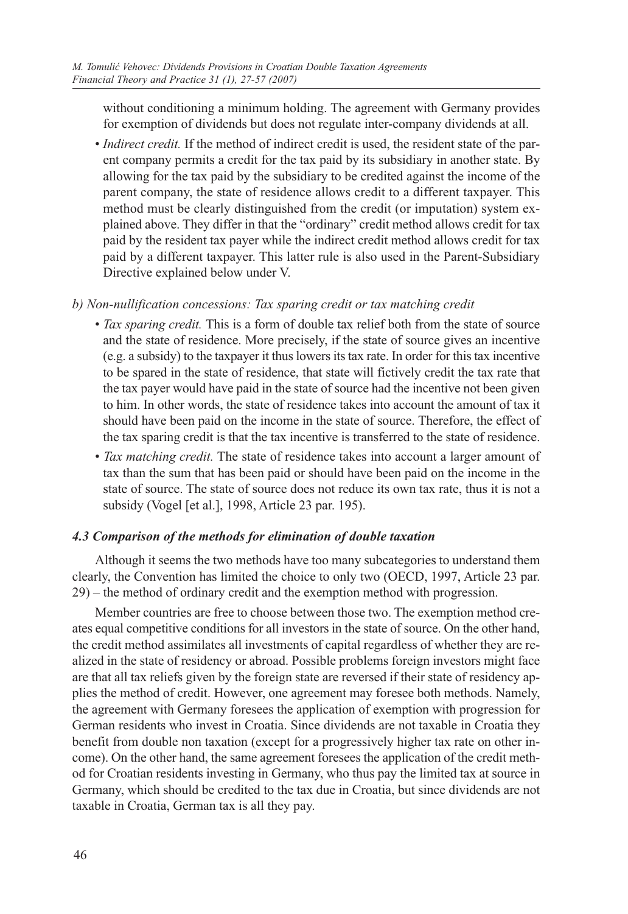without conditioning a minimum holding. The agreement with Germany provides for exemption of dividends but does not regulate inter-company dividends at all.

- *Indirect credit.* If the method of indirect credit is used, the resident state of the parent company permits a credit for the tax paid by its subsidiary in another state. By allowing for the tax paid by the subsidiary to be credited against the income of the parent company, the state of residence allows credit to a different taxpayer. This method must be clearly distinguished from the credit (or imputation) system explained above. They differ in that the "ordinary" credit method allows credit for tax paid by the resident tax payer while the indirect credit method allows credit for tax paid by a different taxpayer. This latter rule is also used in the Parent-Subsidiary Directive explained below under V.

*b) Non-nullification concessions: Tax sparing credit or tax matching credit*

- *Tax sparing credit.* This is a form of double tax relief both from the state of source and the state of residence. More precisely, if the state of source gives an incentive (e.g. a subsidy) to the taxpayer it thus lowers its tax rate. In order for this tax incentive to be spared in the state of residence, that state will fictively credit the tax rate that the tax payer would have paid in the state of source had the incentive not been given to him. In other words, the state of residence takes into account the amount of tax it should have been paid on the income in the state of source. Therefore, the effect of the tax sparing credit is that the tax incentive is transferred to the state of residence.
- *Tax matching credit.* The state of residence takes into account a larger amount of tax than the sum that has been paid or should have been paid on the income in the state of source. The state of source does not reduce its own tax rate, thus it is not a subsidy (Vogel [et al.], 1998, Article 23 par. 195).

### *4.3 Comparison of the methods for elimination of double taxation*

Although it seems the two methods have too many subcategories to understand them clearly, the Convention has limited the choice to only two (OECD, 1997, Article 23 par. 29) – the method of ordinary credit and the exemption method with progression.

Member countries are free to choose between those two. The exemption method creates equal competitive conditions for all investors in the state of source. On the other hand, the credit method assimilates all investments of capital regardless of whether they are realized in the state of residency or abroad. Possible problems foreign investors might face are that all tax reliefs given by the foreign state are reversed if their state of residency applies the method of credit. However, one agreement may foresee both methods. Namely, the agreement with Germany foresees the application of exemption with progression for German residents who invest in Croatia. Since dividends are not taxable in Croatia they benefit from double non taxation (except for a progressively higher tax rate on other income). On the other hand, the same agreement foresees the application of the credit method for Croatian residents investing in Germany, who thus pay the limited tax at source in Germany, which should be credited to the tax due in Croatia, but since dividends are not taxable in Croatia, German tax is all they pay.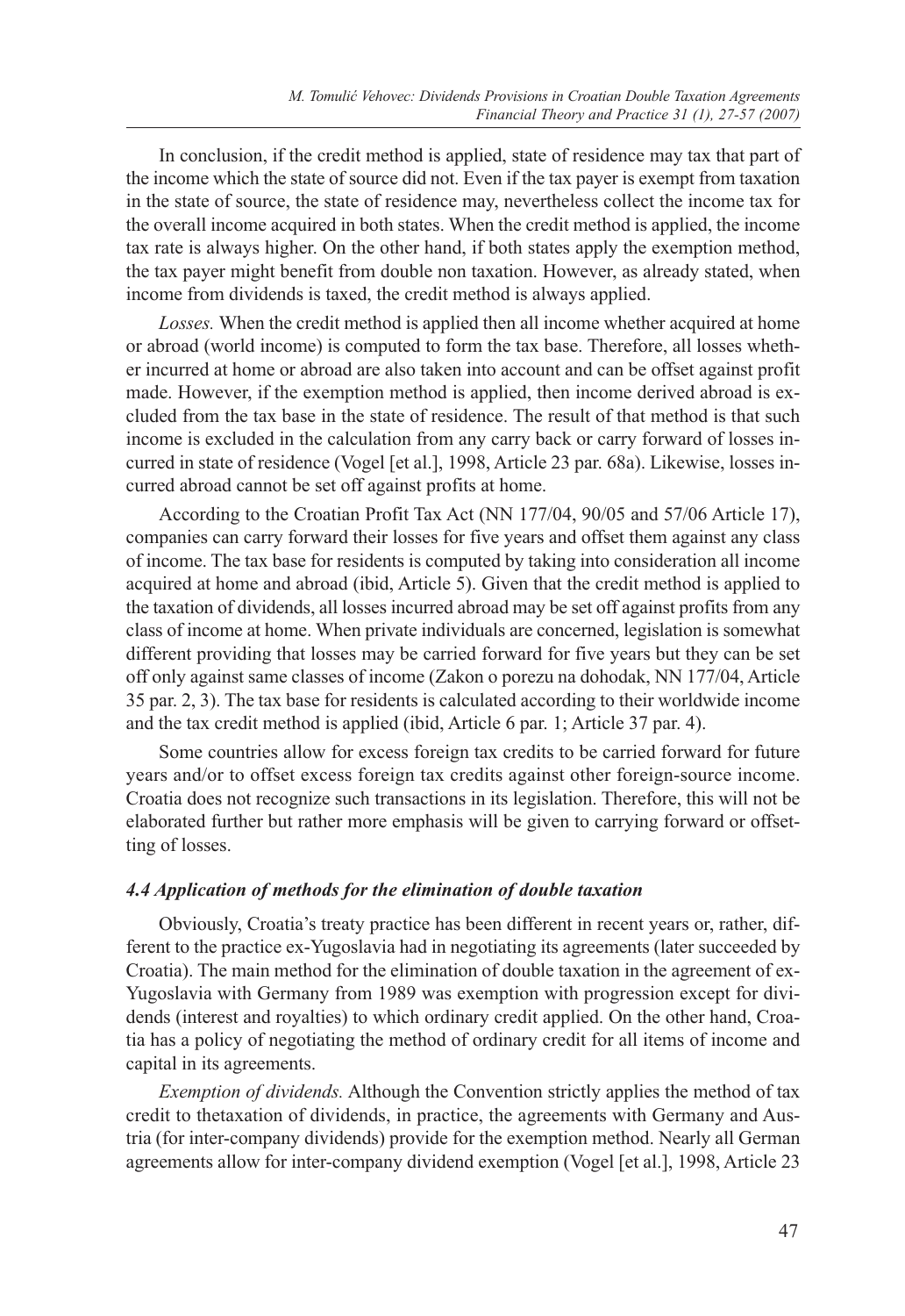In conclusion, if the credit method is applied, state of residence may tax that part of the income which the state of source did not. Even if the tax payer is exempt from taxation in the state of source, the state of residence may, nevertheless collect the income tax for the overall income acquired in both states. When the credit method is applied, the income tax rate is always higher. On the other hand, if both states apply the exemption method, the tax payer might benefit from double non taxation. However, as already stated, when income from dividends is taxed, the credit method is always applied.

*Losses.* When the credit method is applied then all income whether acquired at home or abroad (world income) is computed to form the tax base. Therefore, all losses whether incurred at home or abroad are also taken into account and can be offset against profit made. However, if the exemption method is applied, then income derived abroad is excluded from the tax base in the state of residence. The result of that method is that such income is excluded in the calculation from any carry back or carry forward of losses incurred in state of residence (Vogel [et al.], 1998, Article 23 par. 68a). Likewise, losses incurred abroad cannot be set off against profits at home.

According to the Croatian Profit Tax Act (NN 177/04, 90/05 and 57/06 Article 17), companies can carry forward their losses for five years and offset them against any class of income. The tax base for residents is computed by taking into consideration all income acquired at home and abroad (ibid, Article 5). Given that the credit method is applied to the taxation of dividends, all losses incurred abroad may be set off against profits from any class of income at home. When private individuals are concerned, legislation is somewhat different providing that losses may be carried forward for five years but they can be set off only against same classes of income (Zakon o porezu na dohodak, NN 177/04, Article 35 par. 2, 3). The tax base for residents is calculated according to their worldwide income and the tax credit method is applied (ibid, Article 6 par. 1; Article 37 par. 4).

Some countries allow for excess foreign tax credits to be carried forward for future years and/or to offset excess foreign tax credits against other foreign-source income. Croatia does not recognize such transactions in its legislation. Therefore, this will not be elaborated further but rather more emphasis will be given to carrying forward or offsetting of losses.

### *4.4 Application of methods for the elimination of double taxation*

Obviously, Croatia's treaty practice has been different in recent years or, rather, different to the practice ex-Yugoslavia had in negotiating its agreements (later succeeded by Croatia). The main method for the elimination of double taxation in the agreement of ex-Yugoslavia with Germany from 1989 was exemption with progression except for dividends (interest and royalties) to which ordinary credit applied. On the other hand, Croatia has a policy of negotiating the method of ordinary credit for all items of income and capital in its agreements.

*Exemption of dividends.* Although the Convention strictly applies the method of tax credit to thetaxation of dividends, in practice, the agreements with Germany and Austria (for inter-company dividends) provide for the exemption method. Nearly all German agreements allow for inter-company dividend exemption (Vogel [et al.], 1998, Article 23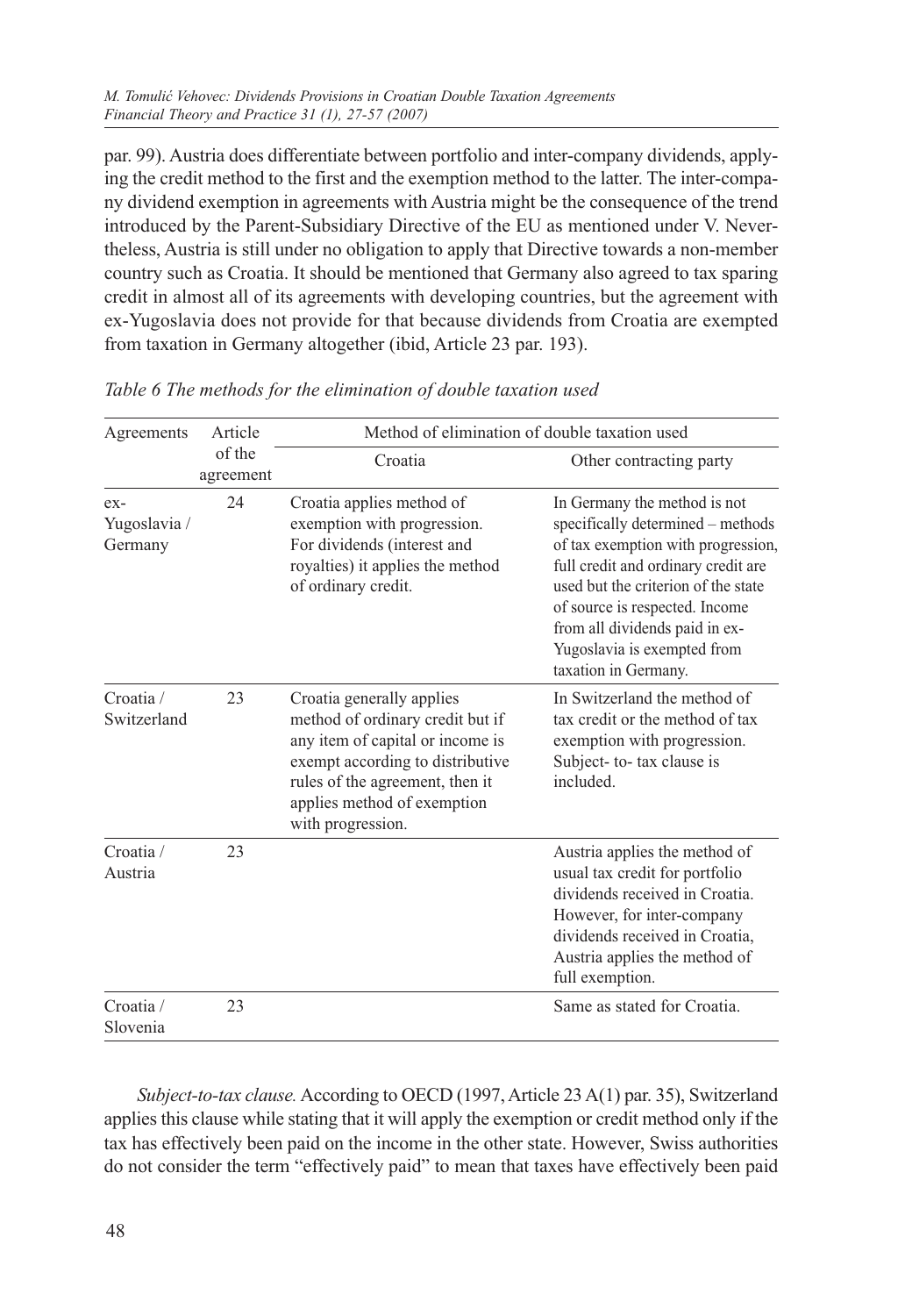par. 99). Austria does differentiate between portfolio and inter-company dividends, applying the credit method to the first and the exemption method to the latter. The inter-company dividend exemption in agreements with Austria might be the consequence of the trend introduced by the Parent-Subsidiary Directive of the EU as mentioned under V. Nevertheless, Austria is still under no obligation to apply that Directive towards a non-member country such as Croatia. It should be mentioned that Germany also agreed to tax sparing credit in almost all of its agreements with developing countries, but the agreement with ex-Yugoslavia does not provide for that because dividends from Croatia are exempted from taxation in Germany altogether (ibid, Article 23 par. 193).

*Table 6 The methods for the elimination of double taxation used*

| Agreements | Article of the agreement | Method of elimination of double taxation used | |
|---|---|---|---|
| | | Croatia | Other contracting party |
| ex-Yugoslavia / Germany | 24 | Croatia applies method of exemption with progression. For dividends (interest and royalties) it applies the method of ordinary credit. | In Germany the method is not specifically determined – methods of tax exemption with progression, full credit and ordinary credit are used but the criterion of the state of source is respected. Income from all dividends paid in ex-Yugoslavia is exempted from taxation in Germany. |
| Croatia / Switzerland | 23 | Croatia generally applies method of ordinary credit but if any item of capital or income is exempt according to distributive rules of the agreement, then it applies method of exemption with progression. | In Switzerland the method of tax credit or the method of tax exemption with progression. Subject- to- tax clause is included. |
| Croatia / Austria | 23 | | Austria applies the method of usual tax credit for portfolio dividends received in Croatia. However, for inter-company dividends received in Croatia, Austria applies the method of full exemption. |
| Croatia / Slovenia | 23 | | Same as stated for Croatia. |

*Subject-to-tax clause.* According to OECD (1997, Article 23 A(1) par. 35), Switzerland applies this clause while stating that it will apply the exemption or credit method only if the tax has effectively been paid on the income in the other state. However, Swiss authorities do not consider the term "effectively paid" to mean that taxes have effectively been paid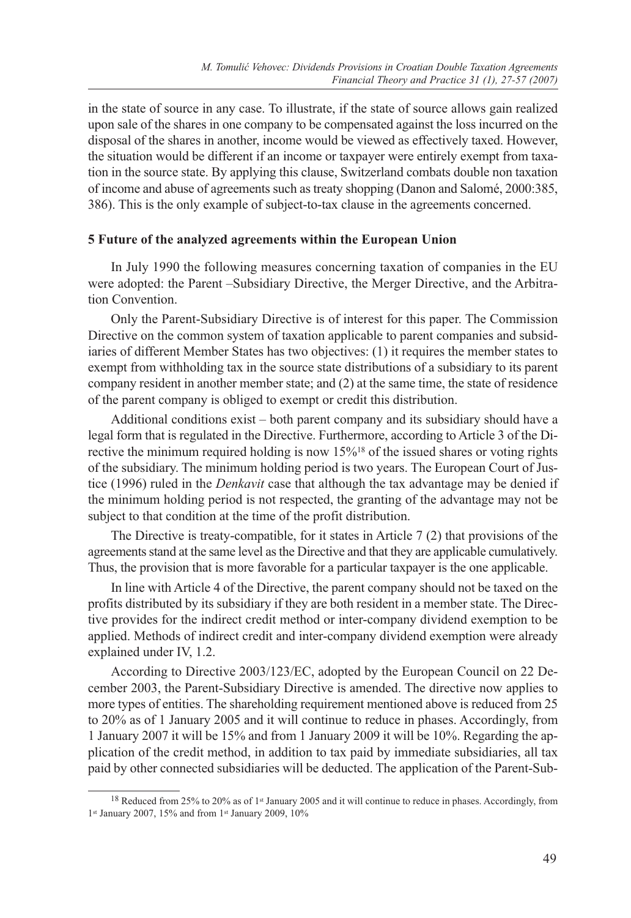in the state of source in any case. To illustrate, if the state of source allows gain realized upon sale of the shares in one company to be compensated against the loss incurred on the disposal of the shares in another, income would be viewed as effectively taxed. However, the situation would be different if an income or taxpayer were entirely exempt from taxation in the source state. By applying this clause, Switzerland combats double non taxation of income and abuse of agreements such as treaty shopping (Danon and Salomé, 2000:385, 386). This is the only example of subject-to-tax clause in the agreements concerned.

## 5 Future of the analyzed agreements within the European Union

In July 1990 the following measures concerning taxation of companies in the EU were adopted: the Parent –Subsidiary Directive, the Merger Directive, and the Arbitration Convention.

Only the Parent-Subsidiary Directive is of interest for this paper. The Commission Directive on the common system of taxation applicable to parent companies and subsidiaries of different Member States has two objectives: (1) it requires the member states to exempt from withholding tax in the source state distributions of a subsidiary to its parent company resident in another member state; and (2) at the same time, the state of residence of the parent company is obliged to exempt or credit this distribution.

Additional conditions exist – both parent company and its subsidiary should have a legal form that is regulated in the Directive. Furthermore, according to Article 3 of the Directive the minimum required holding is now 15%[18] of the issued shares or voting rights of the subsidiary. The minimum holding period is two years. The European Court of Justice (1996) ruled in the *Denkavit* case that although the tax advantage may be denied if the minimum holding period is not respected, the granting of the advantage may not be subject to that condition at the time of the profit distribution.

The Directive is treaty-compatible, for it states in Article 7 (2) that provisions of the agreements stand at the same level as the Directive and that they are applicable cumulatively. Thus, the provision that is more favorable for a particular taxpayer is the one applicable.

In line with Article 4 of the Directive, the parent company should not be taxed on the profits distributed by its subsidiary if they are both resident in a member state. The Directive provides for the indirect credit method or inter-company dividend exemption to be applied. Methods of indirect credit and inter-company dividend exemption were already explained under IV, 1.2.

According to Directive 2003/123/EC, adopted by the European Council on 22 December 2003, the Parent-Subsidiary Directive is amended. The directive now applies to more types of entities. The shareholding requirement mentioned above is reduced from 25 to 20% as of 1 January 2005 and it will continue to reduce in phases. Accordingly, from 1 January 2007 it will be 15% and from 1 January 2009 it will be 10%. Regarding the application of the credit method, in addition to tax paid by immediate subsidiaries, all tax paid by other connected subsidiaries will be deducted. The application of the Parent-Sub-

[18] Reduced from 25% to 20% as of 1st January 2005 and it will continue to reduce in phases. Accordingly, from 1st January 2007, 15% and from 1st January 2009, 10%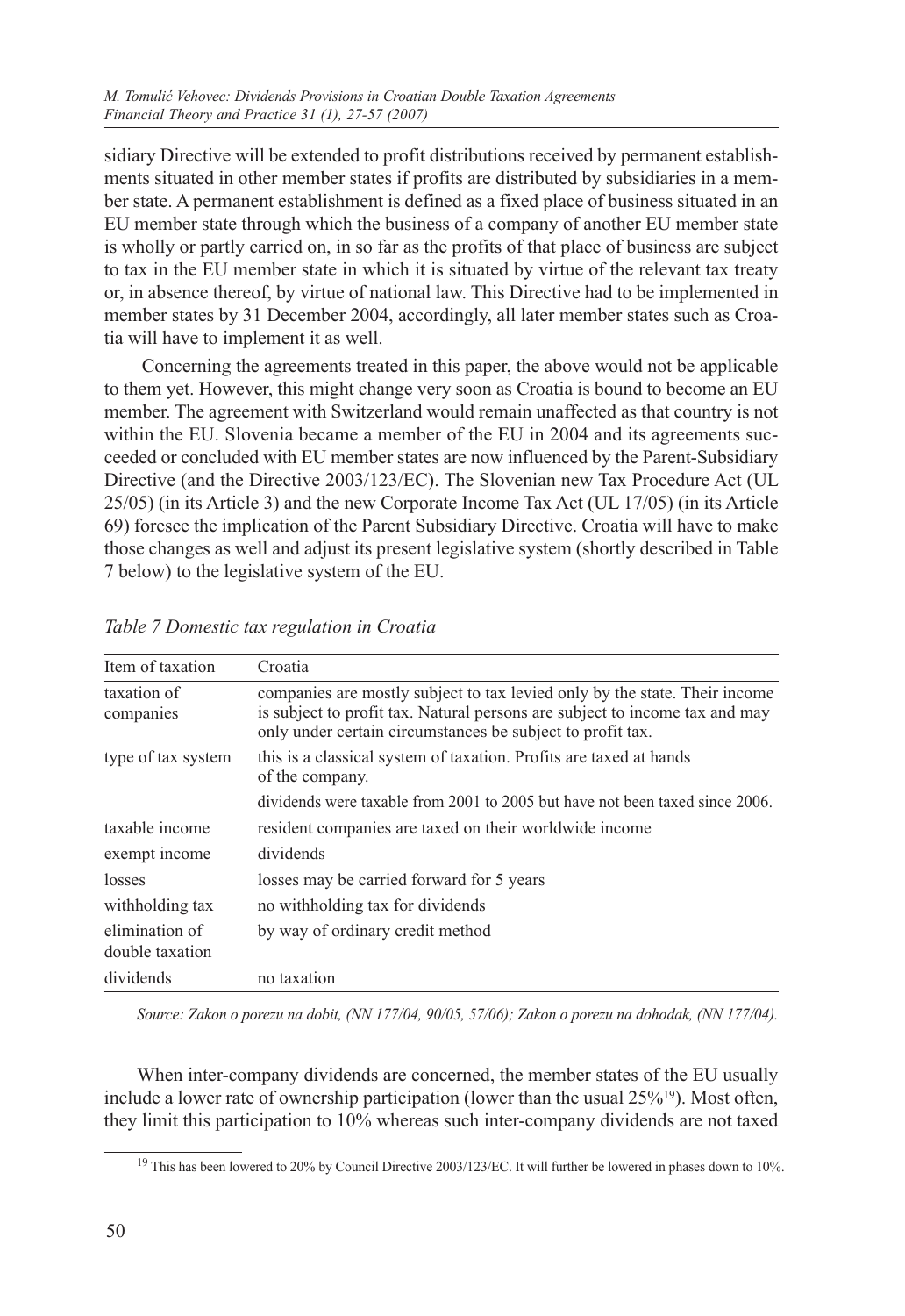sidiary Directive will be extended to profit distributions received by permanent establishments situated in other member states if profits are distributed by subsidiaries in a member state. A permanent establishment is defined as a fixed place of business situated in an EU member state through which the business of a company of another EU member state is wholly or partly carried on, in so far as the profits of that place of business are subject to tax in the EU member state in which it is situated by virtue of the relevant tax treaty or, in absence thereof, by virtue of national law. This Directive had to be implemented in member states by 31 December 2004, accordingly, all later member states such as Croatia will have to implement it as well.

Concerning the agreements treated in this paper, the above would not be applicable to them yet. However, this might change very soon as Croatia is bound to become an EU member. The agreement with Switzerland would remain unaffected as that country is not within the EU. Slovenia became a member of the EU in 2004 and its agreements succeeded or concluded with EU member states are now influenced by the Parent-Subsidiary Directive (and the Directive 2003/123/EC). The Slovenian new Tax Procedure Act (UL 25/05) (in its Article 3) and the new Corporate Income Tax Act (UL 17/05) (in its Article 69) foresee the implication of the Parent Subsidiary Directive. Croatia will have to make those changes as well and adjust its present legislative system (shortly described in Table 7 below) to the legislative system of the EU.

*Table 7 Domestic tax regulation in Croatia*

| Item of taxation | Croatia |
|---|---|
| taxation of companies | companies are mostly subject to tax levied only by the state. Their income is subject to profit tax. Natural persons are subject to income tax and may only under certain circumstances be subject to profit tax. |
| type of tax system | this is a classical system of taxation. Profits are taxed at hands of the company. |
| | dividends were taxable from 2001 to 2005 but have not been taxed since 2006. |
| taxable income | resident companies are taxed on their worldwide income |
| exempt income | dividends |
| losses | losses may be carried forward for 5 years |
| withholding tax | no withholding tax for dividends |
| elimination of double taxation | by way of ordinary credit method |
| dividends | no taxation |

*Source: Zakon o porezu na dobit, (NN 177/04, 90/05, 57/06); Zakon o porezu na dohodak, (NN 177/04).*

When inter-company dividends are concerned, the member states of the EU usually include a lower rate of ownership participation (lower than the usual 25%[19]). Most often, they limit this participation to 10% whereas such inter-company dividends are not taxed

[19] This has been lowered to 20% by Council Directive 2003/123/EC. It will further be lowered in phases down to 10%.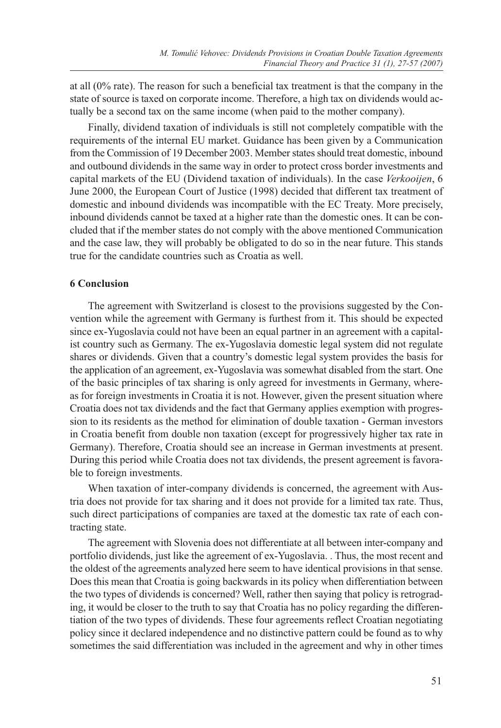at all (0% rate). The reason for such a beneficial tax treatment is that the company in the state of source is taxed on corporate income. Therefore, a high tax on dividends would actually be a second tax on the same income (when paid to the mother company).

Finally, dividend taxation of individuals is still not completely compatible with the requirements of the internal EU market. Guidance has been given by a Communication from the Commission of 19 December 2003. Member states should treat domestic, inbound and outbound dividends in the same way in order to protect cross border investments and capital markets of the EU (Dividend taxation of individuals). In the case *Verkooijen*, 6 June 2000, the European Court of Justice (1998) decided that different tax treatment of domestic and inbound dividends was incompatible with the EC Treaty. More precisely, inbound dividends cannot be taxed at a higher rate than the domestic ones. It can be concluded that if the member states do not comply with the above mentioned Communication and the case law, they will probably be obligated to do so in the near future. This stands true for the candidate countries such as Croatia as well.

## 6 Conclusion

The agreement with Switzerland is closest to the provisions suggested by the Convention while the agreement with Germany is furthest from it. This should be expected since ex-Yugoslavia could not have been an equal partner in an agreement with a capitalist country such as Germany. The ex-Yugoslavia domestic legal system did not regulate shares or dividends. Given that a country's domestic legal system provides the basis for the application of an agreement, ex-Yugoslavia was somewhat disabled from the start. One of the basic principles of tax sharing is only agreed for investments in Germany, whereas for foreign investments in Croatia it is not. However, given the present situation where Croatia does not tax dividends and the fact that Germany applies exemption with progression to its residents as the method for elimination of double taxation - German investors in Croatia benefit from double non taxation (except for progressively higher tax rate in Germany). Therefore, Croatia should see an increase in German investments at present. During this period while Croatia does not tax dividends, the present agreement is favorable to foreign investments.

When taxation of inter-company dividends is concerned, the agreement with Austria does not provide for tax sharing and it does not provide for a limited tax rate. Thus, such direct participations of companies are taxed at the domestic tax rate of each contracting state.

The agreement with Slovenia does not differentiate at all between inter-company and portfolio dividends, just like the agreement of ex-Yugoslavia. . Thus, the most recent and the oldest of the agreements analyzed here seem to have identical provisions in that sense. Does this mean that Croatia is going backwards in its policy when differentiation between the two types of dividends is concerned? Well, rather then saying that policy is retrograding, it would be closer to the truth to say that Croatia has no policy regarding the differentiation of the two types of dividends. These four agreements reflect Croatian negotiating policy since it declared independence and no distinctive pattern could be found as to why sometimes the said differentiation was included in the agreement and why in other times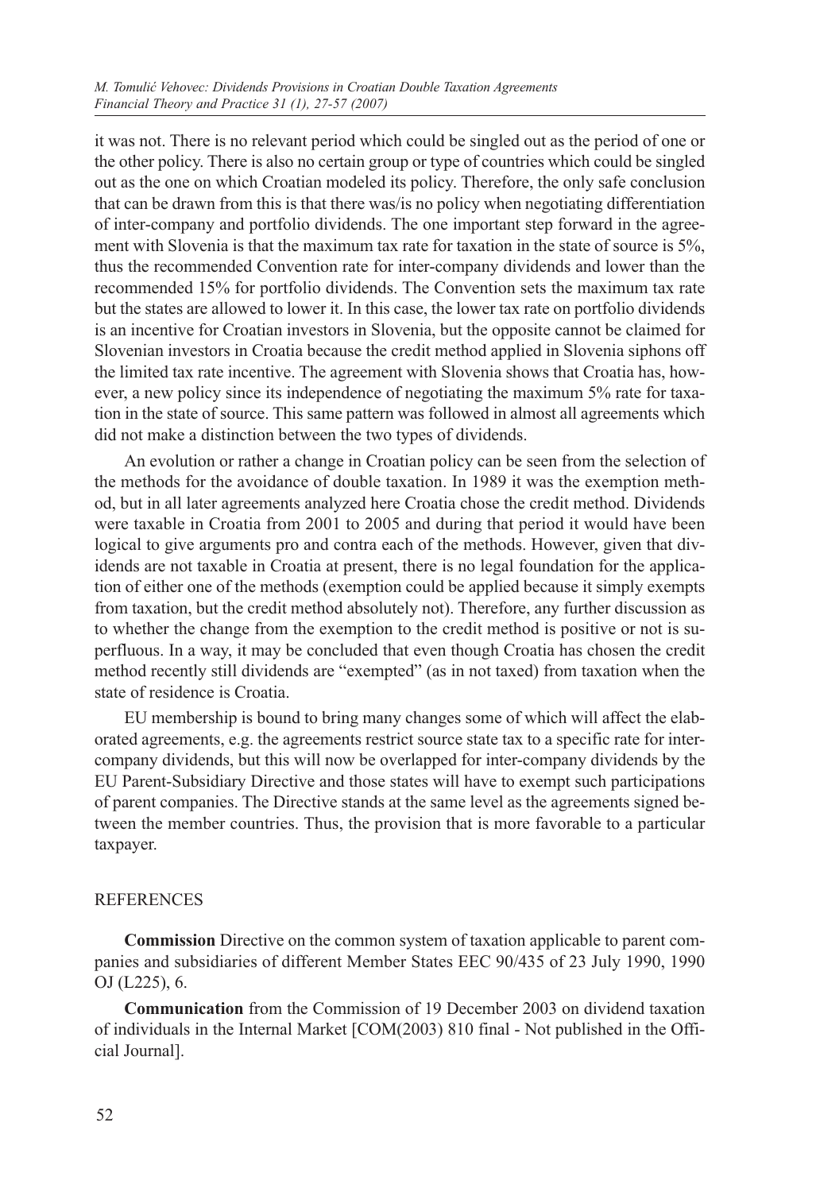it was not. There is no relevant period which could be singled out as the period of one or the other policy. There is also no certain group or type of countries which could be singled out as the one on which Croatian modeled its policy. Therefore, the only safe conclusion that can be drawn from this is that there was/is no policy when negotiating differentiation of inter-company and portfolio dividends. The one important step forward in the agreement with Slovenia is that the maximum tax rate for taxation in the state of source is 5%, thus the recommended Convention rate for inter-company dividends and lower than the recommended 15% for portfolio dividends. The Convention sets the maximum tax rate but the states are allowed to lower it. In this case, the lower tax rate on portfolio dividends is an incentive for Croatian investors in Slovenia, but the opposite cannot be claimed for Slovenian investors in Croatia because the credit method applied in Slovenia siphons off the limited tax rate incentive. The agreement with Slovenia shows that Croatia has, however, a new policy since its independence of negotiating the maximum 5% rate for taxation in the state of source. This same pattern was followed in almost all agreements which did not make a distinction between the two types of dividends.

An evolution or rather a change in Croatian policy can be seen from the selection of the methods for the avoidance of double taxation. In 1989 it was the exemption method, but in all later agreements analyzed here Croatia chose the credit method. Dividends were taxable in Croatia from 2001 to 2005 and during that period it would have been logical to give arguments pro and contra each of the methods. However, given that dividends are not taxable in Croatia at present, there is no legal foundation for the application of either one of the methods (exemption could be applied because it simply exempts from taxation, but the credit method absolutely not). Therefore, any further discussion as to whether the change from the exemption to the credit method is positive or not is superfluous. In a way, it may be concluded that even though Croatia has chosen the credit method recently still dividends are "exempted" (as in not taxed) from taxation when the state of residence is Croatia.

EU membership is bound to bring many changes some of which will affect the elaborated agreements, e.g. the agreements restrict source state tax to a specific rate for inter-company dividends, but this will now be overlapped for inter-company dividends by the EU Parent-Subsidiary Directive and those states will have to exempt such participations of parent companies. The Directive stands at the same level as the agreements signed between the member countries. Thus, the provision that is more favorable to a particular taxpayer.

## REFERENCES

**Commission** Directive on the common system of taxation applicable to parent companies and subsidiaries of different Member States EEC 90/435 of 23 July 1990, 1990 OJ (L225), 6.

**Communication** from the Commission of 19 December 2003 on dividend taxation of individuals in the Internal Market [COM(2003) 810 final - Not published in the Official Journal].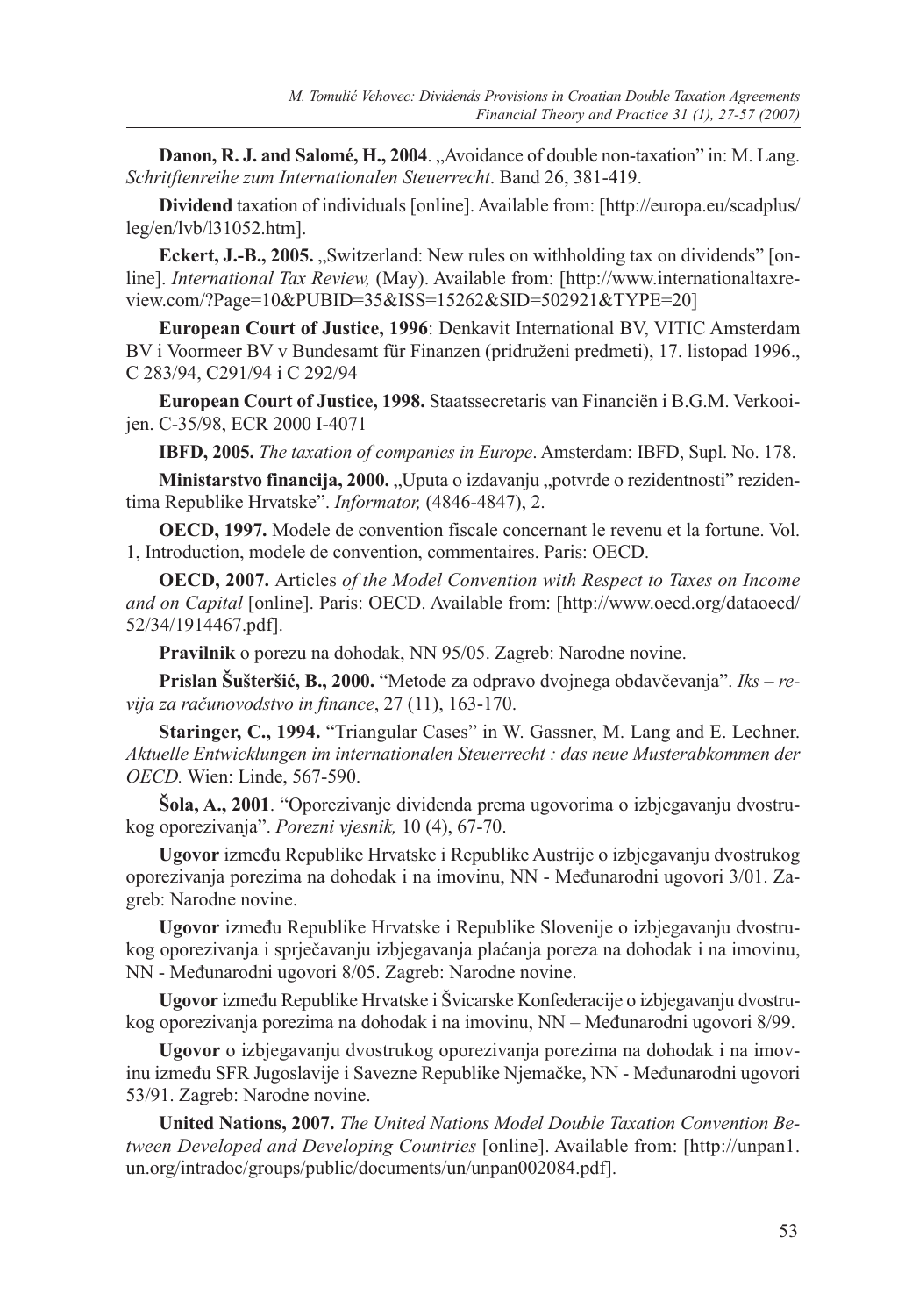**Danon, R. J. and Salomé, H., 2004**. „Avoidance of double non-taxation" in: M. Lang. *Schritftenreihe zum Internationalen Steuerrecht*. Band 26, 381-419.

**Dividend** taxation of individuals [online]. Available from: [http://europa.eu/scadplus/leg/en/lvb/l31052.htm].

**Eckert, J.-B., 2005.** „Switzerland: New rules on withholding tax on dividends" [online]. *International Tax Review,* (May). Available from: [http://www.internationaltaxreview.com/?Page=10&PUBID=35&ISS=15262&SID=502921&TYPE=20]

**European Court of Justice, 1996**: Denkavit International BV, VITIC Amsterdam BV i Voormeer BV v Bundesamt für Finanzen (pridruženi predmeti), 17. listopad 1996., C 283/94, C291/94 i C 292/94

**European Court of Justice, 1998.** Staatssecretaris van Financiën i B.G.M. Verkooijen. C-35/98, ECR 2000 I-4071

**IBFD, 2005.** *The taxation of companies in Europe*. Amsterdam: IBFD, Supl. No. 178.

**Ministarstvo financija, 2000.** „Uputa o izdavanju „potvrde o rezidentnosti" rezidentima Republike Hrvatske". *Informator,* (4846-4847), 2.

**OECD, 1997.** Modele de convention fiscale concernant le revenu et la fortune. Vol. 1, Introduction, modele de convention, commentaires. Paris: OECD.

**OECD, 2007.** Articles *of the Model Convention with Respect to Taxes on Income and on Capital* [online]. Paris: OECD. Available from: [http://www.oecd.org/dataoecd/52/34/1914467.pdf].

**Pravilnik** o porezu na dohodak, NN 95/05. Zagreb: Narodne novine.

**Prislan Šušteršić, B., 2000.** "Metode za odpravo dvojnega obdavčevanja". *Iks – revija za računovodstvo in finance*, 27 (11), 163-170.

**Staringer, C., 1994.** "Triangular Cases" in W. Gassner, M. Lang and E. Lechner. *Aktuelle Entwicklungen im internationalen Steuerrecht : das neue Musterabkommen der OECD.* Wien: Linde, 567-590.

**Šola, A., 2001**. "Oporezivanje dividenda prema ugovorima o izbjegavanju dvostrukog oporezivanja". *Porezni vjesnik,* 10 (4), 67-70.

**Ugovor** između Republike Hrvatske i Republike Austrije o izbjegavanju dvostrukog oporezivanja porezima na dohodak i na imovinu, NN - Međunarodni ugovori 3/01. Zagreb: Narodne novine.

**Ugovor** između Republike Hrvatske i Republike Slovenije o izbjegavanju dvostrukog oporezivanja i sprječavanju izbjegavanja plaćanja poreza na dohodak i na imovinu, NN - Međunarodni ugovori 8/05. Zagreb: Narodne novine.

**Ugovor** između Republike Hrvatske i Švicarske Konfederacije o izbjegavanju dvostrukog oporezivanja porezima na dohodak i na imovinu, NN – Međunarodni ugovori 8/99.

**Ugovor** o izbjegavanju dvostrukog oporezivanja porezima na dohodak i na imovinu između SFR Jugoslavije i Savezne Republike Njemačke, NN - Međunarodni ugovori 53/91. Zagreb: Narodne novine.

**United Nations, 2007.** *The United Nations Model Double Taxation Convention Between Developed and Developing Countries* [online]. Available from: [http://unpan1.un.org/intradoc/groups/public/documents/un/unpan002084.pdf].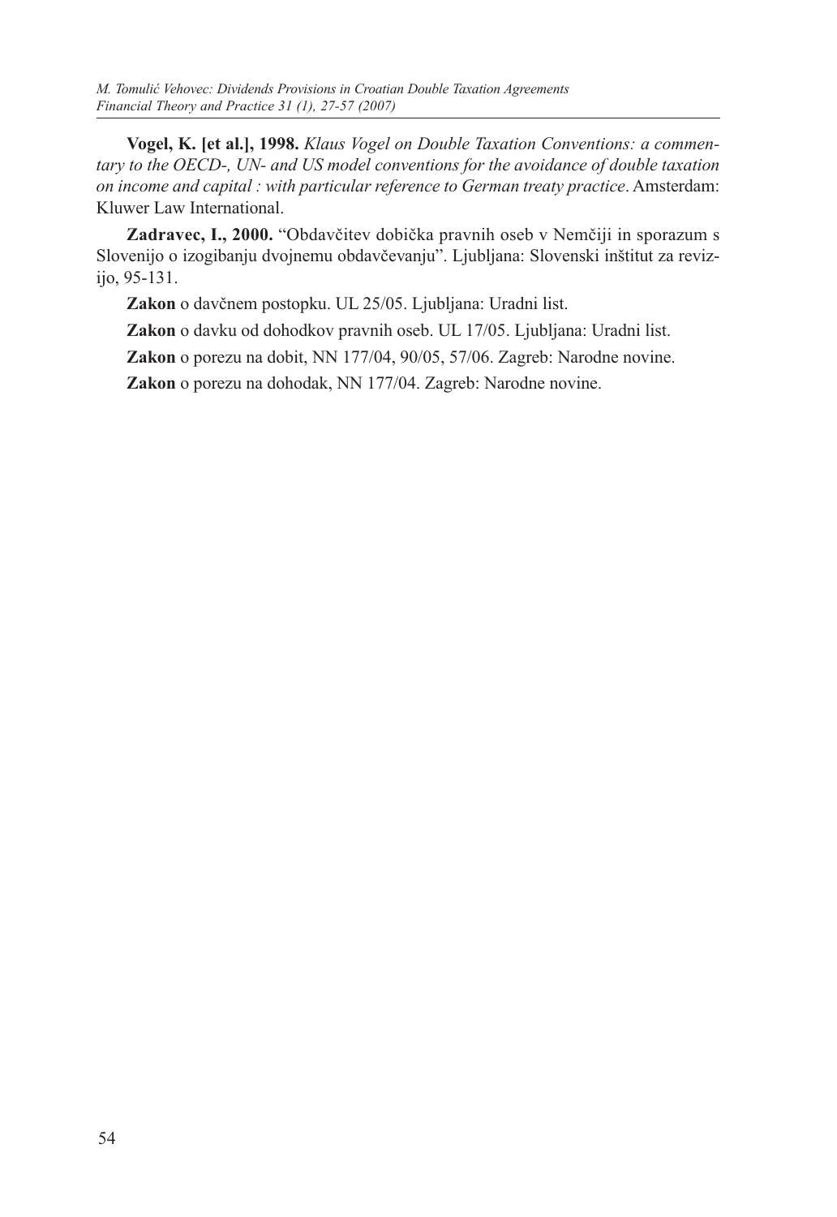**Vogel, K. [et al.], 1998.** *Klaus Vogel on Double Taxation Conventions: a commentary to the OECD-, UN- and US model conventions for the avoidance of double taxation on income and capital : with particular reference to German treaty practice*. Amsterdam: Kluwer Law International.

**Zadravec, I., 2000.** "Obdavčitev dobička pravnih oseb v Nemčiji in sporazum s Slovenijo o izogibanju dvojnemu obdavčevanju". Ljubljana: Slovenski inštitut za revizijo, 95-131.

**Zakon** o davčnem postopku. UL 25/05. Ljubljana: Uradni list.

**Zakon** o davku od dohodkov pravnih oseb. UL 17/05. Ljubljana: Uradni list.

**Zakon** o porezu na dobit, NN 177/04, 90/05, 57/06. Zagreb: Narodne novine.

**Zakon** o porezu na dohodak, NN 177/04. Zagreb: Narodne novine.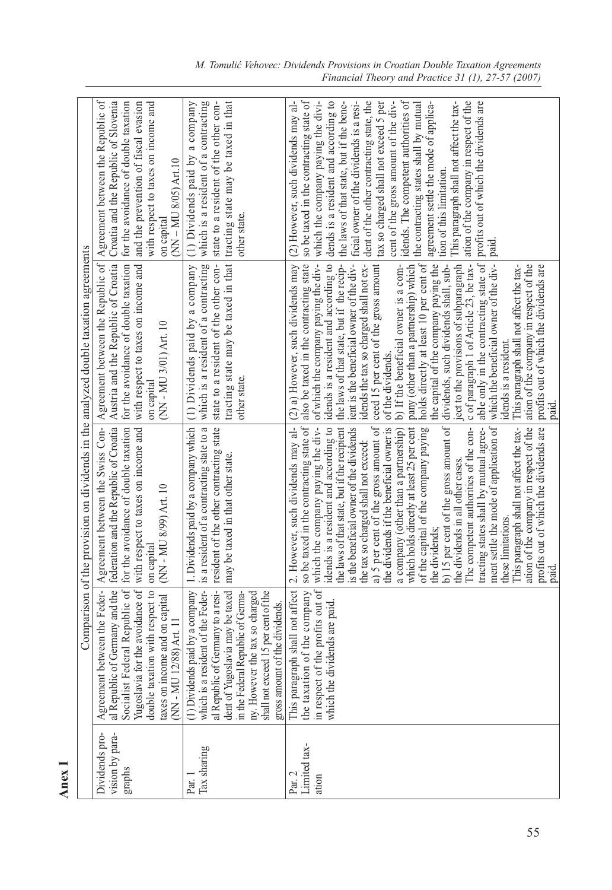# Anex I

| | Comparison of the provision on dividends in the analyzed double taxation agreements | | | |
|---|---|---|---|---|
| Dividends provision by paragraphs | Agreement between the Federal Republic of Germany and the Socialist Federal Republic of Yugoslavia for the avoidance of double taxation with respect to taxes on income and on capital (NN - MU 12/88) Art. 11 | Agreement between the Swiss Confederation and the Republic of Croatia for the avoidance of double taxation with respect to taxes on income and on capital (NN - MU 8/99) Art. 10 | Agreement between the Republic of Austria and the Republic of Croatia for the avoidance of double taxation with respect to taxes on income and on capital (NN - MU 3/01) Art. 10 | Agreement between the Republic of Croatia and the Republic of Slovenia for the avoidance of double taxation and the prevention of fiscal evasion with respect to taxes on income and on capital (NN – MU 8/05) Art.10 |
| Par. 1 Tax sharing | (1) Dividends paid by a company which is a resident of the Federal Republic of Germany to a resident of Yugoslavia may be taxed in the Federal Republic of Germany. However the tax so charged shall not exceed 15 per cent of the gross amount of the dividends. | 1. Dividends paid by a company which is a resident of a contracting state to a resident of the other contracting state may be taxed in that other state. | (1) Dividends paid by a company which is a resident of a contracting state to a resident of the other contracting state may be taxed in that other state. | (1) Dividends paid by a company which is a resident of a contracting state to a resident of the other contracting state may be taxed in that other state. |
| Par. 2 Limited taxation | This paragraph shall not affect the taxation of the company in respect of the profits out of which the dividends are paid. | 2. However, such dividends may also be taxed in the contracting state of which the company paying the dividends is a resident and according to the laws of that state, but if the recipient is the beneficial owner of the dividends the tax so charged shall not exceed:<br>a) 5 per cent of the gross amount of the dividends if the beneficial owner is a company (other than a partnership) which holds directly at least 25 per cent of the capital of the company paying the dividends;<br>b) 15 per cent of the gross amount of the dividends in all other cases.<br>The competent authorities of the contracting states shall by mutual agreement settle the mode of application of these limitations.<br>This paragraph shall not affect the taxation of the company in respect of the profits out of which the dividends are paid. | (2) a) However, such dividends may also be taxed in the contracting state of which the company paying the dividends is a resident and according to the laws of that state, but if the recipient is the beneficial owner of the dividends the tax so charged shall not exceed 15 per cent of the gross amount of the dividends.<br>b) If the beneficial owner is a company (other than a partnership) which holds directly at least 10 per cent of the capital of the company paying the dividends, such dividends shall, subject to the provisions of subparagraph c of paragraph 1 of Article 23, be taxable only in the contracting state of which the beneficial owner of the dividends is a resident.<br>This paragraph shall not affect the taxation of the company in respect of the profits out of which the dividends are paid. | (2) However, such dividends may also be taxed in the contracting state of which the company paying the dividends is a resident and according to the laws of that state, but if the beneficial owner of the dividends is a resident of the other contracting state, the tax so charged shall not exceed 5 per cent of the gross amount of the dividends. The competent authorities of the contracting states shall by mutual agreement settle the mode of application of this limitation.<br>This paragraph shall not affect the taxation of the company in respect of the profits out of which the dividends are paid. |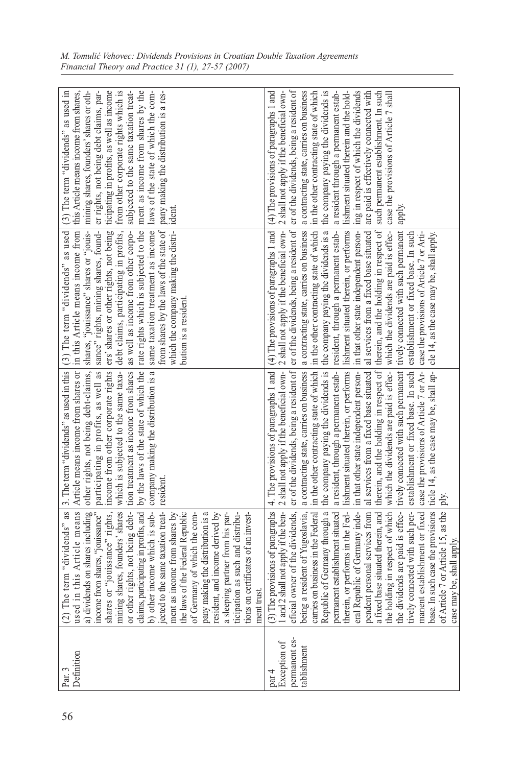| | | | | |
|---|---|---|---|---|
| Par. 3 Definition | (2) The term "dividends" as used in this Article means a) dividends on shares including income from shares, "jouissance" shares or "jouissance" rights, mining shares, founders' shares or other rights, not being debt-claims, participating in profits, and b) other income which is subjected to the same taxation treatment as income from shares by the laws of the Federal Republic of Germany of which the company making the distribution is a resident, and income derived by a sleeping partner from his participation as such and distributions on certificates of an investment trust. | 3. The term "dividends" as used in this Article means income from shares or other rights, not being debt-claims, participating in profits, as well as income from other corporate rights which is subjected to the same taxation treatment as income from shares by the laws of the state of which the company making the distribution is a resident. | (3) The term "dividends" as used in this Article means income from shares, "jouissance" shares or "jouissance" rights, mining shares, founders' shares or other rights, not being debt claims, participating in profits, as well as income from other corporate rights which is subjected to the same taxation treatment as income from shares by the laws of the state of which the company making the distribution is a resident. | (3) The term "dividends" as used in this Article means income from shares, mining shares, founders' shares or other rights, not being debt claims, participating in profits, as well as income from other corporate rights which is subjected to the same taxation treatment as income from shares by the laws of the state of which the company making the distribution is a resident. |
| par 4 Exception of permanent establishment | (3) The provisions of paragraphs 1 and 2 shall not apply if the beneficial owner of the dividends, being a resident of Yugoslavia, carries on business in the Federal Republic of Germany through a permanent establishment situated therein, or performs in the Federal Republic of Germany independent personal services from a fixed base situated therein, and the holding in respect of which the dividends are paid is effectively connected with such permanent establishment or fixed base. In such case the provisions of Article 7 or Article 15, as the case may be, shall apply. | 4. The provisions of paragraphs 1 and 2 shall not apply if the beneficial owner of the dividends, being a resident of a contracting state, carries on business in the other contracting state of which the company paying the dividends is a resident, through a permanent establishment situated therein, or performs in that other state independent personal services from a fixed base situated therein, and the holding in respect of which the dividends are paid is effectively connected with such permanent establishment or fixed base. In such case the provisions of Article 7 or Article 14, as the case may be, shall apply. | (4) The provisions of paragraphs 1 and 2 shall not apply if the beneficial owner of the dividends, being a resident of a contracting state, carries on business in the other contracting state of which the company paying the dividends is a resident, through a permanent establishment situated therein, or performs in that other state independent personal services from a fixed base situated therein, and the holding in respect of which the dividends are paid is effectively connected with such permanent establishment or fixed base. In such case the provisions of Article 7 or Article 14, as the case may be, shall apply. | (4) The provisions of paragraphs 1 and 2 shall not apply if the beneficial owner of the dividends, being a resident of a contracting state, carries on business in the other contracting state of which the company paying the dividends is a resident through a permanent establishment situated therein and the holding in respect of which the dividends are paid is effectively connected with such permanent establishment. In such case the provisions of Article 7 shall apply. |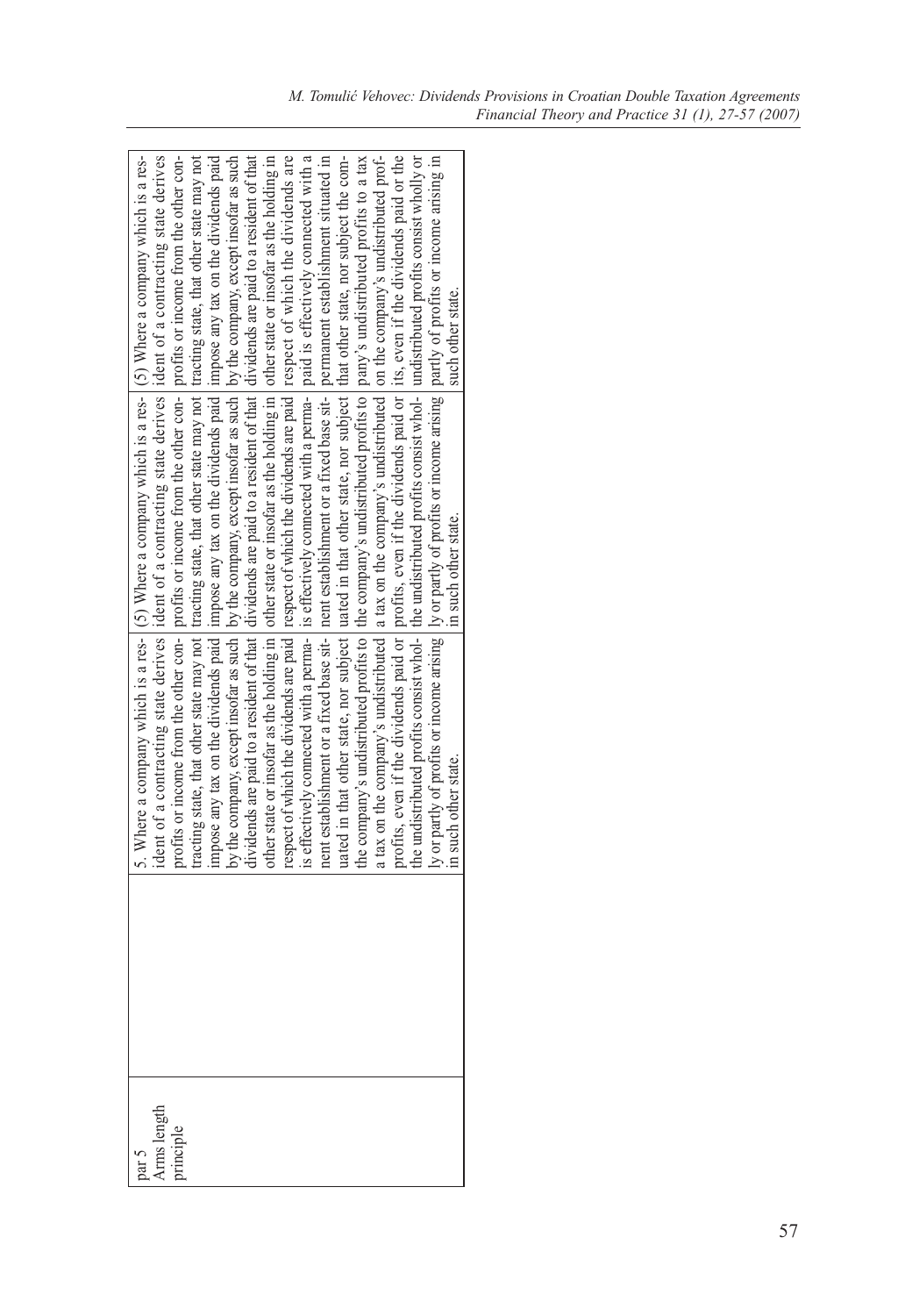| | | | |
|---|---|---|---|
| par 5 Arms length principle | | 5. Where a company which is a resident of a contracting state derives profits or income from the other contracting state, that other state may not impose any tax on the dividends paid by the company, except insofar as such dividends are paid to a resident of that other state or insofar as the holding in respect of which the dividends are paid is effectively connected with a permanent establishment or a fixed base situated in that other state, nor subject the company's undistributed profits to a tax on the company's undistributed profits, even if the dividends paid or the undistributed profits consist wholly or partly of profits or income arising in such other state. | (5) Where a company which is a resident of a contracting state derives profits or income from the other contracting state, that other state may not impose any tax on the dividends paid by the company, except insofar as such dividends are paid to a resident of that other state or insofar as the holding in respect of which the dividends are paid is effectively connected with a permanent establishment or a fixed base situated in that other state, nor subject the company's undistributed profits to a tax on the company's undistributed profits, even if the dividends paid or the undistributed profits consist wholly or partly of profits or income arising in such other state. | (5) Where a company which is a resident of a contracting state derives profits or income from the other contracting state, that other state may not impose any tax on the dividends paid by the company, except insofar as such dividends are paid to a resident of that other state or insofar as the holding in respect of which the dividends are paid is effectively connected with a permanent establishment situated in that other state, nor subject the company's undistributed profits to a tax on the company's undistributed profits, even if the dividends paid or the undistributed profits consist wholly or partly of profits or income arising in such other state. |